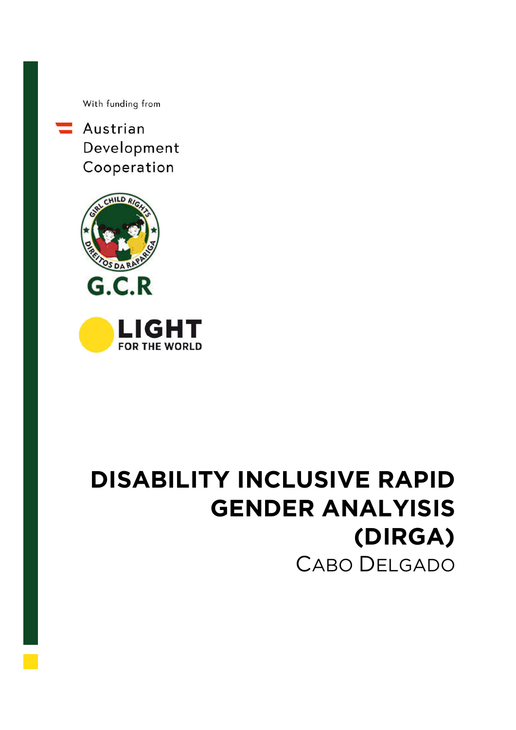With funding from

Austrian Development Cooperation

GIRL CHILD RIGHTS

DIREITOS DA RAPARIGA

G.C.R

LIGHT FOR THE WORLD

# DISABILITY INCLUSIVE RAPID GENDER ANALIYSIS (DIRGA)

CABO DELGADO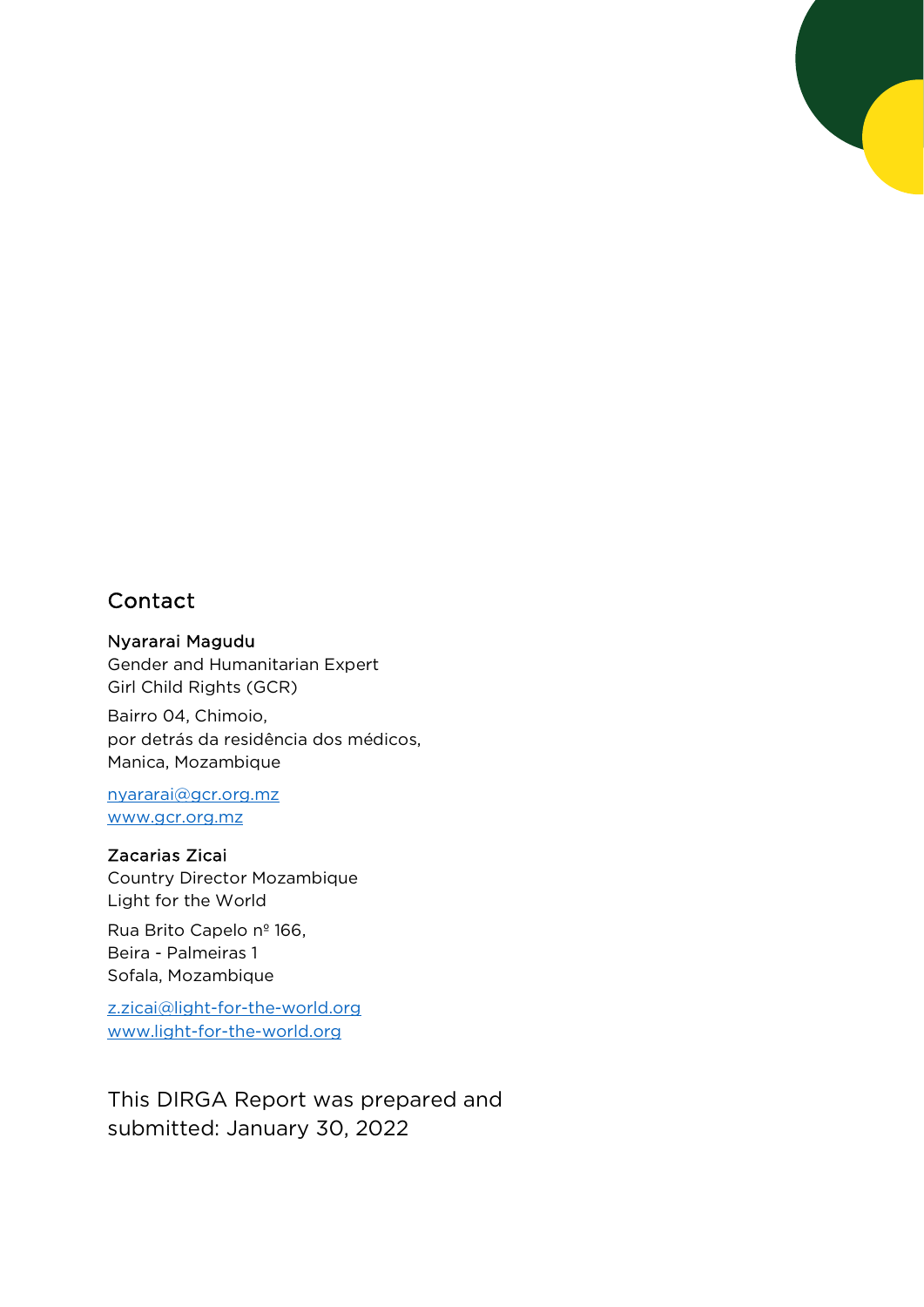## Contact

**Nyararai Magudu**
Gender and Humanitarian Expert
Girl Child Rights (GCR)

Bairro 04, Chimoio,
por detrás da residência dos médicos,
Manica, Mozambique

nyararai@gcr.org.mz
www.gcr.org.mz

**Zacarias Zicai**
Country Director Mozambique
Light for the World

Rua Brito Capelo nº 166,
Beira - Palmeiras 1
Sofala, Mozambique

z.zicai@light-for-the-world.org
www.light-for-the-world.org

This DIRGA Report was prepared and submitted: January 30, 2022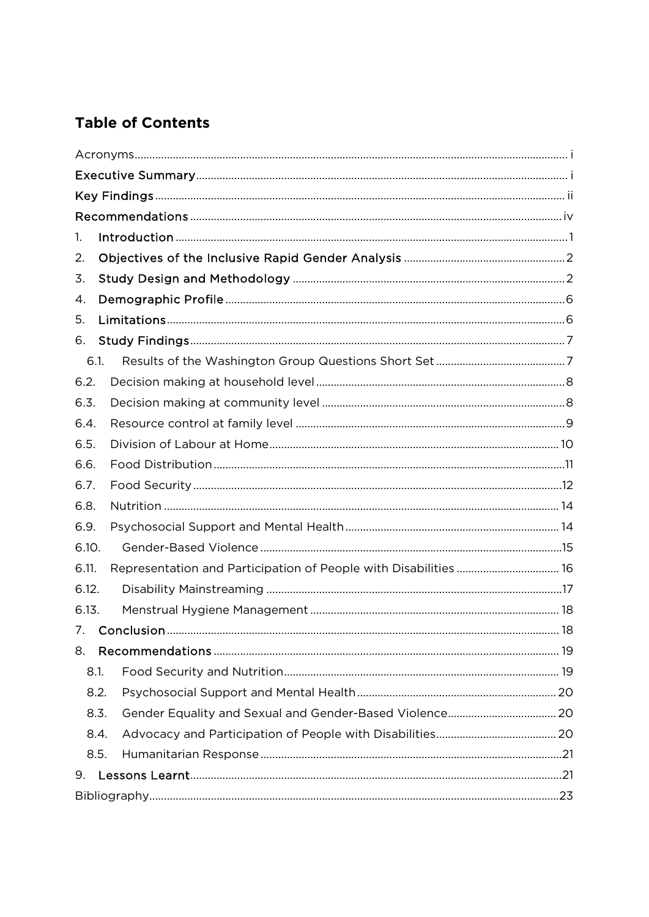## Table of Contents

Acronyms ..... i

Executive Summary ..... i

Key Findings ..... ii

Recommendations ..... iv

1. Introduction ..... 1
2. Objectives of the Inclusive Rapid Gender Analysis ..... 2
3. Study Design and Methodology ..... 2
4. Demographic Profile ..... 6
5. Limitations ..... 6
6. Study Findings ..... 7
   - 6.1. Results of the Washington Group Questions Short Set ..... 7
   - 6.2. Decision making at household level ..... 8
   - 6.3. Decision making at community level ..... 8
   - 6.4. Resource control at family level ..... 9
   - 6.5. Division of Labour at Home ..... 10
   - 6.6. Food Distribution ..... 11
   - 6.7. Food Security ..... 12
   - 6.8. Nutrition ..... 14
   - 6.9. Psychosocial Support and Mental Health ..... 14
   - 6.10. Gender-Based Violence ..... 15
   - 6.11. Representation and Participation of People with Disabilities ..... 16
   - 6.12. Disability Mainstreaming ..... 17
   - 6.13. Menstrual Hygiene Management ..... 18
7. Conclusion ..... 18
8. Recommendations ..... 19
   - 8.1. Food Security and Nutrition ..... 19
   - 8.2. Psychosocial Support and Mental Health ..... 20
   - 8.3. Gender Equality and Sexual and Gender-Based Violence ..... 20
   - 8.4. Advocacy and Participation of People with Disabilities ..... 20
   - 8.5. Humanitarian Response ..... 21
9. Lessons Learnt ..... 21

Bibliography ..... 23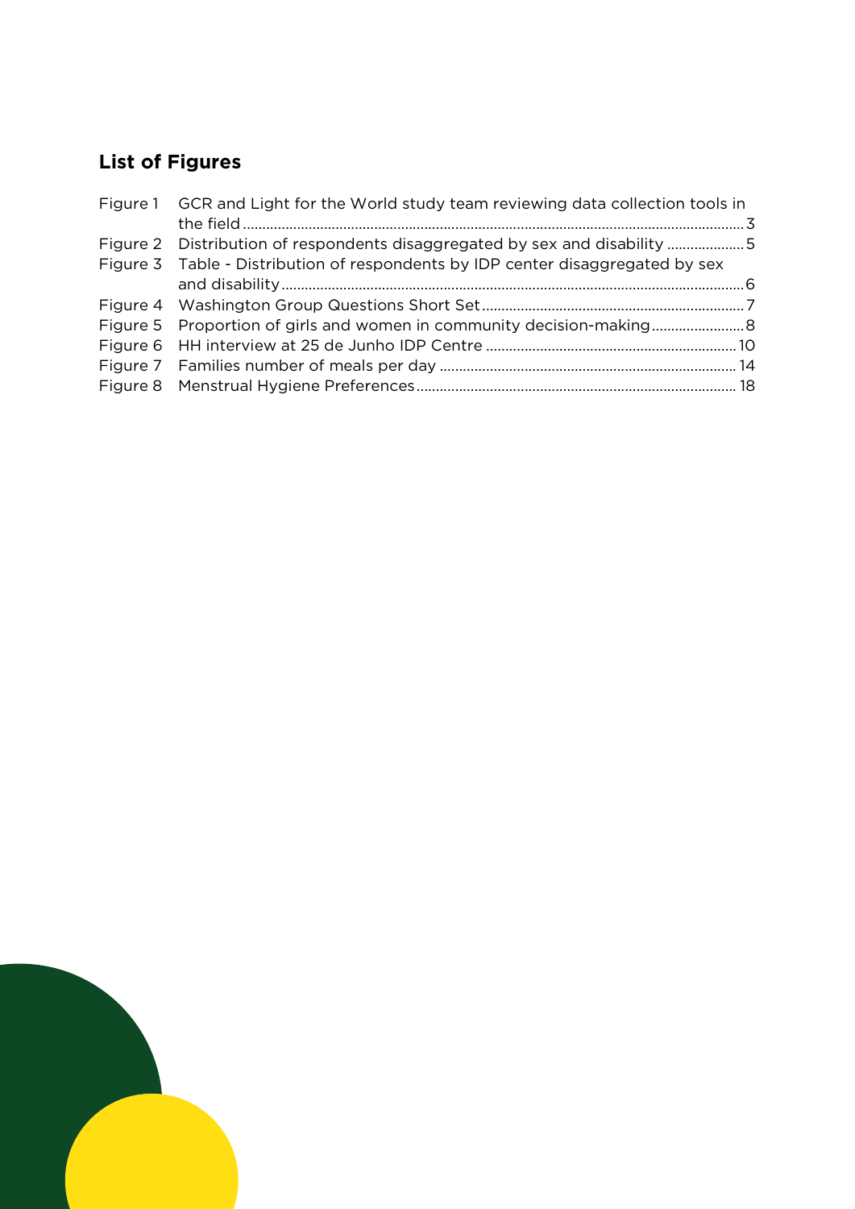## List of Figures

| | | |
|---|---|---|
| Figure 1 | GCR and Light for the World study team reviewing data collection tools in the field | 3 |
| Figure 2 | Distribution of respondents disaggregated by sex and disability | 5 |
| Figure 3 | Table - Distribution of respondents by IDP center disaggregated by sex and disability | 6 |
| Figure 4 | Washington Group Questions Short Set | 7 |
| Figure 5 | Proportion of girls and women in community decision-making | 8 |
| Figure 6 | HH interview at 25 de Junho IDP Centre | 10 |
| Figure 7 | Families number of meals per day | 14 |
| Figure 8 | Menstrual Hygiene Preferences | 18 |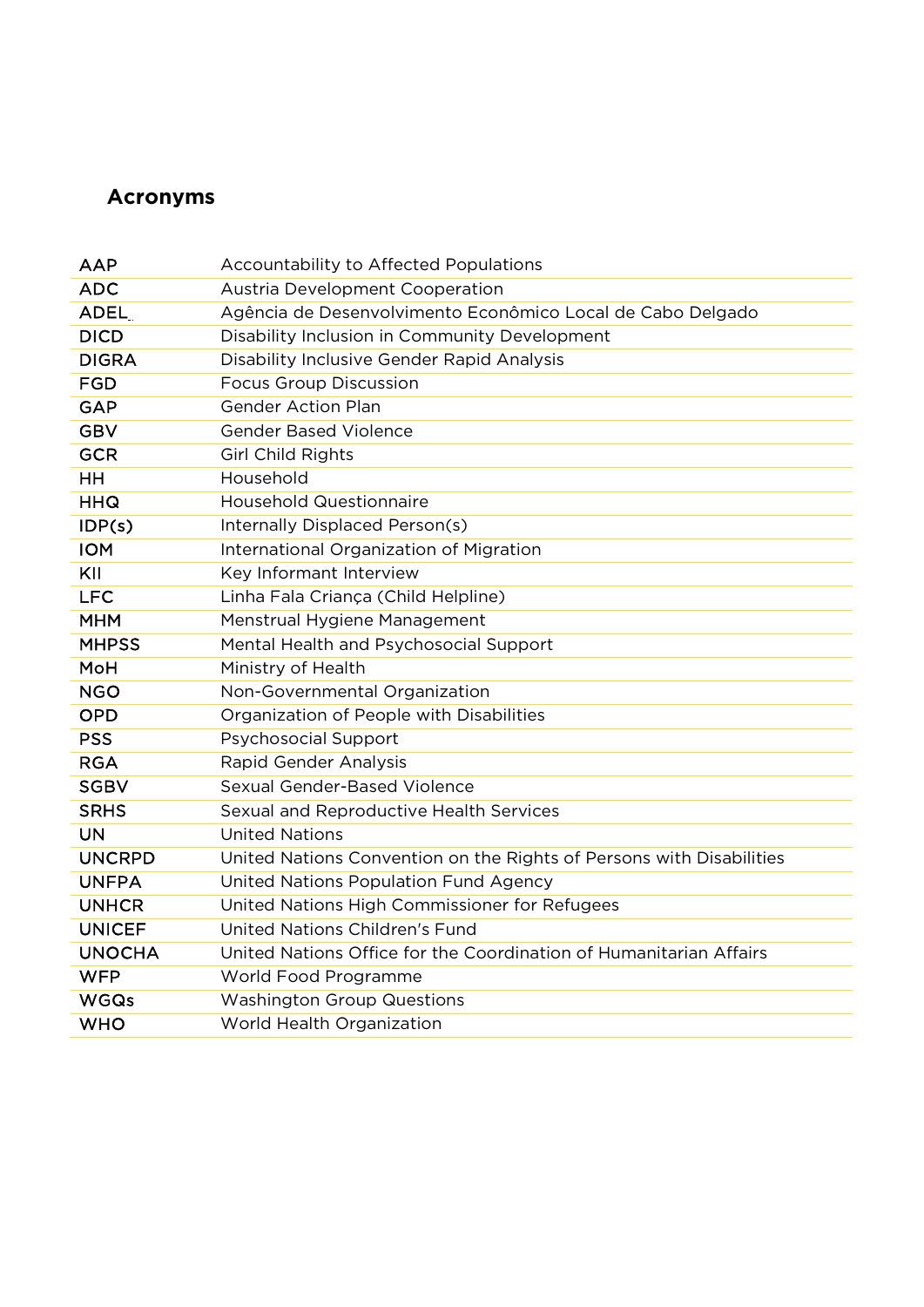## Acronyms

| | |
|---|---|
| AAP | Accountability to Affected Populations |
| ADC | Austria Development Cooperation |
| ADEL | Agência de Desenvolvimento Econômico Local de Cabo Delgado |
| DICD | Disability Inclusion in Community Development |
| DIGRA | Disability Inclusive Gender Rapid Analysis |
| FGD | Focus Group Discussion |
| GAP | Gender Action Plan |
| GBV | Gender Based Violence |
| GCR | Girl Child Rights |
| HH | Household |
| HHQ | Household Questionnaire |
| IDP(s) | Internally Displaced Person(s) |
| IOM | International Organization of Migration |
| KII | Key Informant Interview |
| LFC | Linha Fala Criança (Child Helpline) |
| MHM | Menstrual Hygiene Management |
| MHPSS | Mental Health and Psychosocial Support |
| MoH | Ministry of Health |
| NGO | Non-Governmental Organization |
| OPD | Organization of People with Disabilities |
| PSS | Psychosocial Support |
| RGA | Rapid Gender Analysis |
| SGBV | Sexual Gender-Based Violence |
| SRHS | Sexual and Reproductive Health Services |
| UN | United Nations |
| UNCRPD | United Nations Convention on the Rights of Persons with Disabilities |
| UNFPA | United Nations Population Fund Agency |
| UNHCR | United Nations High Commissioner for Refugees |
| UNICEF | United Nations Children's Fund |
| UNOCHA | United Nations Office for the Coordination of Humanitarian Affairs |
| WFP | World Food Programme |
| WGQs | Washington Group Questions |
| WHO | World Health Organization |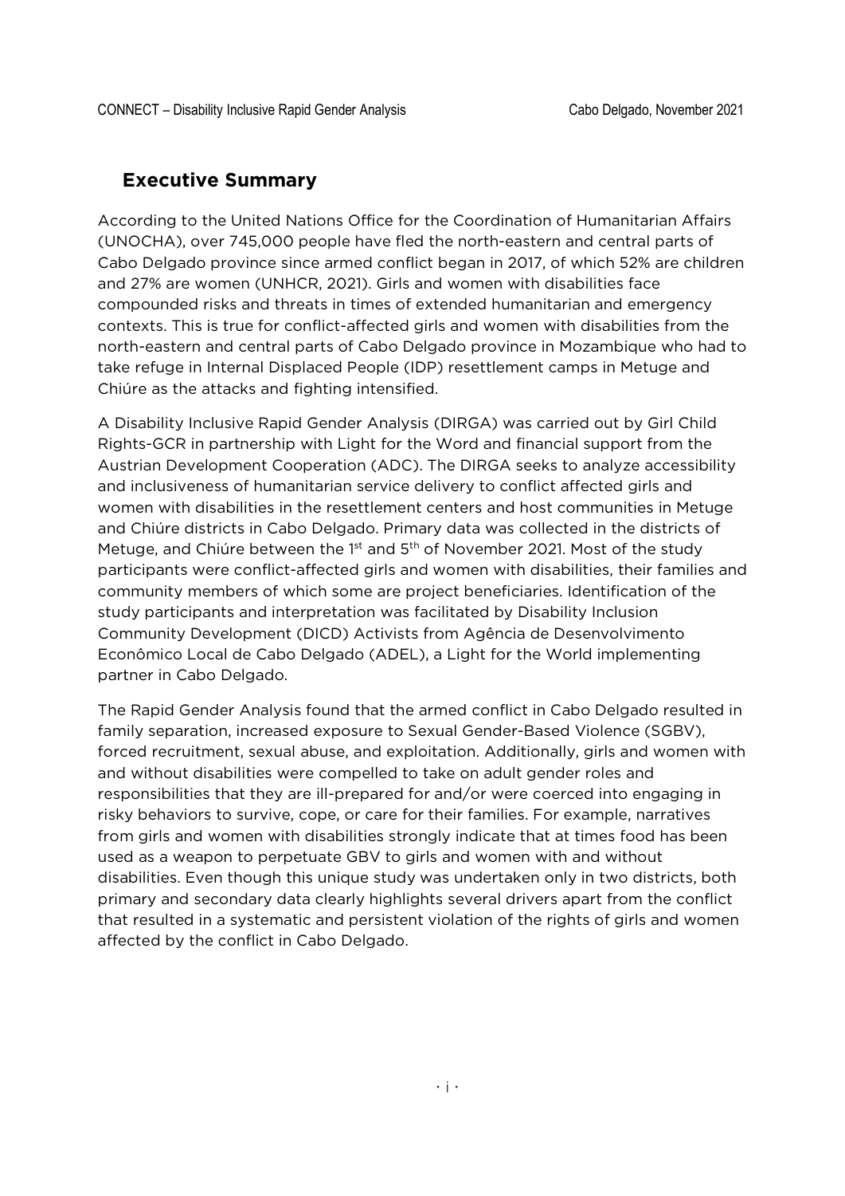## Executive Summary

According to the United Nations Office for the Coordination of Humanitarian Affairs (UNOCHA), over 745,000 people have fled the north-eastern and central parts of Cabo Delgado province since armed conflict began in 2017, of which 52% are children and 27% are women (UNHCR, 2021). Girls and women with disabilities face compounded risks and threats in times of extended humanitarian and emergency contexts. This is true for conflict-affected girls and women with disabilities from the north-eastern and central parts of Cabo Delgado province in Mozambique who had to take refuge in Internal Displaced People (IDP) resettlement camps in Metuge and Chiúre as the attacks and fighting intensified.

A Disability Inclusive Rapid Gender Analysis (DIRGA) was carried out by Girl Child Rights-GCR in partnership with Light for the Word and financial support from the Austrian Development Cooperation (ADC). The DIRGA seeks to analyze accessibility and inclusiveness of humanitarian service delivery to conflict affected girls and women with disabilities in the resettlement centers and host communities in Metuge and Chiúre districts in Cabo Delgado. Primary data was collected in the districts of Metuge, and Chiúre between the 1st and 5th of November 2021. Most of the study participants were conflict-affected girls and women with disabilities, their families and community members of which some are project beneficiaries. Identification of the study participants and interpretation was facilitated by Disability Inclusion Community Development (DICD) Activists from Agência de Desenvolvimento Econômico Local de Cabo Delgado (ADEL), a Light for the World implementing partner in Cabo Delgado.

The Rapid Gender Analysis found that the armed conflict in Cabo Delgado resulted in family separation, increased exposure to Sexual Gender-Based Violence (SGBV), forced recruitment, sexual abuse, and exploitation. Additionally, girls and women with and without disabilities were compelled to take on adult gender roles and responsibilities that they are ill-prepared for and/or were coerced into engaging in risky behaviors to survive, cope, or care for their families. For example, narratives from girls and women with disabilities strongly indicate that at times food has been used as a weapon to perpetuate GBV to girls and women with and without disabilities. Even though this unique study was undertaken only in two districts, both primary and secondary data clearly highlights several drivers apart from the conflict that resulted in a systematic and persistent violation of the rights of girls and women affected by the conflict in Cabo Delgado.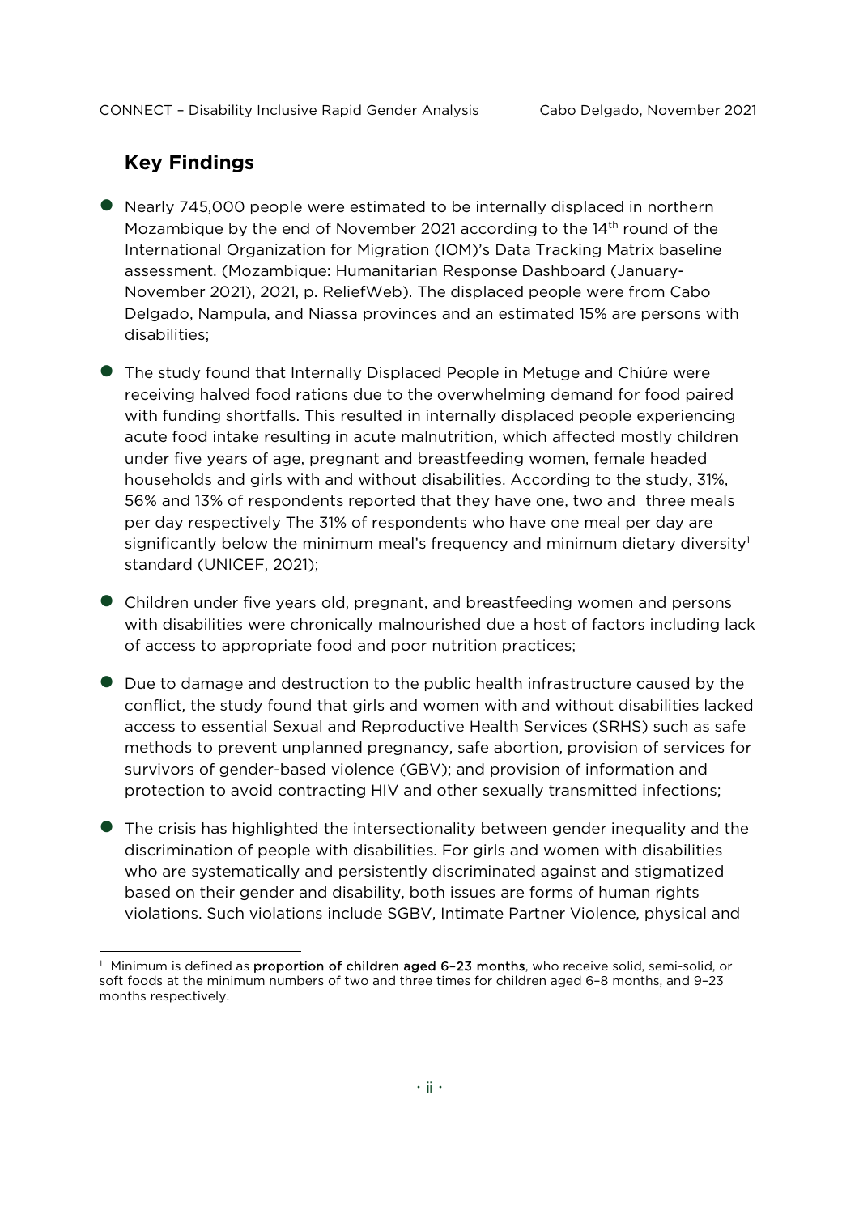## Key Findings

- Nearly 745,000 people were estimated to be internally displaced in northern Mozambique by the end of November 2021 according to the 14th round of the International Organization for Migration (IOM)'s Data Tracking Matrix baseline assessment. (Mozambique: Humanitarian Response Dashboard (January-November 2021), 2021, p. ReliefWeb). The displaced people were from Cabo Delgado, Nampula, and Niassa provinces and an estimated 15% are persons with disabilities;
- The study found that Internally Displaced People in Metuge and Chiúre were receiving halved food rations due to the overwhelming demand for food paired with funding shortfalls. This resulted in internally displaced people experiencing acute food intake resulting in acute malnutrition, which affected mostly children under five years of age, pregnant and breastfeeding women, female headed households and girls with and without disabilities. According to the study, 31%, 56% and 13% of respondents reported that they have one, two and three meals per day respectively The 31% of respondents who have one meal per day are significantly below the minimum meal's frequency and minimum dietary diversity[1] standard (UNICEF, 2021);
- Children under five years old, pregnant, and breastfeeding women and persons with disabilities were chronically malnourished due a host of factors including lack of access to appropriate food and poor nutrition practices;
- Due to damage and destruction to the public health infrastructure caused by the conflict, the study found that girls and women with and without disabilities lacked access to essential Sexual and Reproductive Health Services (SRHS) such as safe methods to prevent unplanned pregnancy, safe abortion, provision of services for survivors of gender-based violence (GBV); and provision of information and protection to avoid contracting HIV and other sexually transmitted infections;
- The crisis has highlighted the intersectionality between gender inequality and the discrimination of people with disabilities. For girls and women with disabilities who are systematically and persistently discriminated against and stigmatized based on their gender and disability, both issues are forms of human rights violations. Such violations include SGBV, Intimate Partner Violence, physical and

[1] Minimum is defined as **proportion of children aged 6–23 months**, who receive solid, semi-solid, or soft foods at the minimum numbers of two and three times for children aged 6–8 months, and 9–23 months respectively.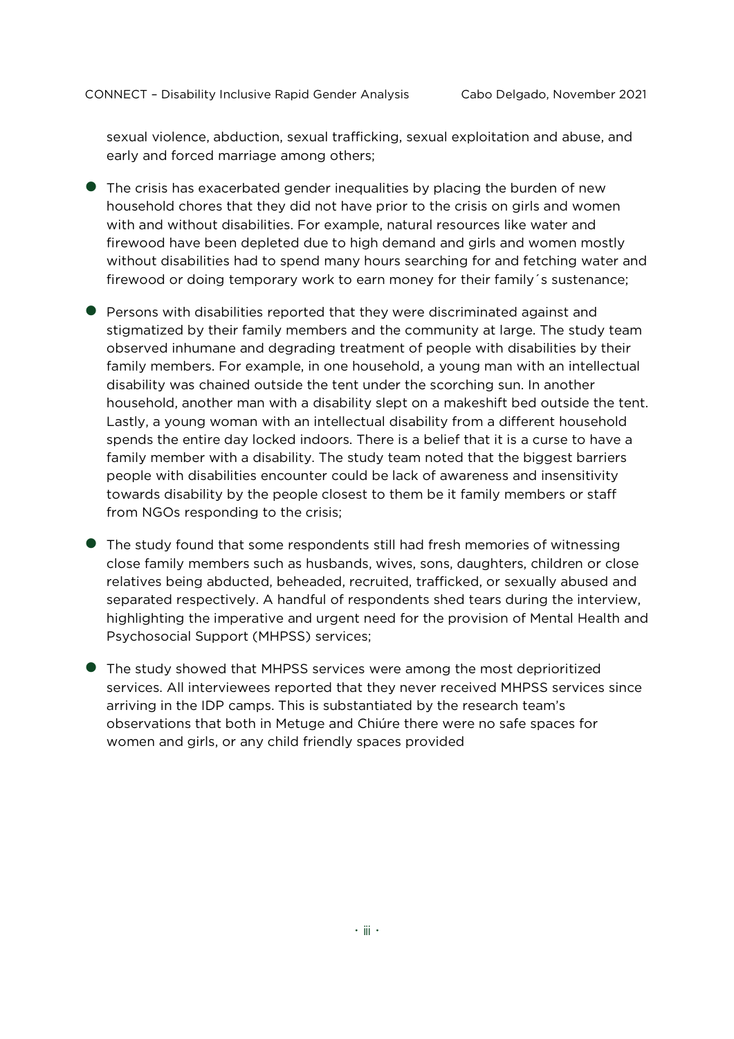sexual violence, abduction, sexual trafficking, sexual exploitation and abuse, and early and forced marriage among others;

- The crisis has exacerbated gender inequalities by placing the burden of new household chores that they did not have prior to the crisis on girls and women with and without disabilities. For example, natural resources like water and firewood have been depleted due to high demand and girls and women mostly without disabilities had to spend many hours searching for and fetching water and firewood or doing temporary work to earn money for their family´s sustenance;
- Persons with disabilities reported that they were discriminated against and stigmatized by their family members and the community at large. The study team observed inhumane and degrading treatment of people with disabilities by their family members. For example, in one household, a young man with an intellectual disability was chained outside the tent under the scorching sun. In another household, another man with a disability slept on a makeshift bed outside the tent. Lastly, a young woman with an intellectual disability from a different household spends the entire day locked indoors. There is a belief that it is a curse to have a family member with a disability. The study team noted that the biggest barriers people with disabilities encounter could be lack of awareness and insensitivity towards disability by the people closest to them be it family members or staff from NGOs responding to the crisis;
- The study found that some respondents still had fresh memories of witnessing close family members such as husbands, wives, sons, daughters, children or close relatives being abducted, beheaded, recruited, trafficked, or sexually abused and separated respectively. A handful of respondents shed tears during the interview, highlighting the imperative and urgent need for the provision of Mental Health and Psychosocial Support (MHPSS) services;
- The study showed that MHPSS services were among the most deprioritized services. All interviewees reported that they never received MHPSS services since arriving in the IDP camps. This is substantiated by the research team's observations that both in Metuge and Chiúre there were no safe spaces for women and girls, or any child friendly spaces provided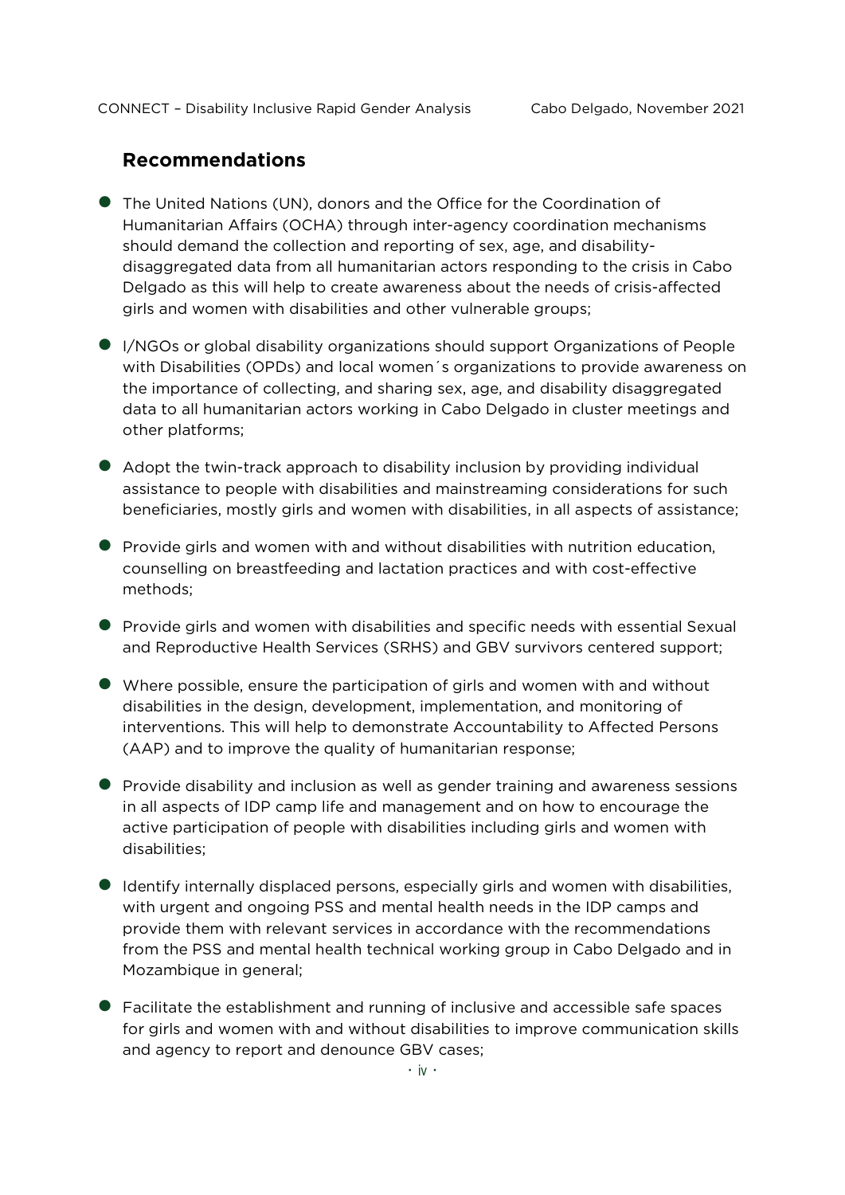## Recommendations

- The United Nations (UN), donors and the Office for the Coordination of Humanitarian Affairs (OCHA) through inter-agency coordination mechanisms should demand the collection and reporting of sex, age, and disability-disaggregated data from all humanitarian actors responding to the crisis in Cabo Delgado as this will help to create awareness about the needs of crisis-affected girls and women with disabilities and other vulnerable groups;

- I/NGOs or global disability organizations should support Organizations of People with Disabilities (OPDs) and local women´s organizations to provide awareness on the importance of collecting, and sharing sex, age, and disability disaggregated data to all humanitarian actors working in Cabo Delgado in cluster meetings and other platforms;

- Adopt the twin-track approach to disability inclusion by providing individual assistance to people with disabilities and mainstreaming considerations for such beneficiaries, mostly girls and women with disabilities, in all aspects of assistance;

- Provide girls and women with and without disabilities with nutrition education, counselling on breastfeeding and lactation practices and with cost-effective methods;

- Provide girls and women with disabilities and specific needs with essential Sexual and Reproductive Health Services (SRHS) and GBV survivors centered support;

- Where possible, ensure the participation of girls and women with and without disabilities in the design, development, implementation, and monitoring of interventions. This will help to demonstrate Accountability to Affected Persons (AAP) and to improve the quality of humanitarian response;

- Provide disability and inclusion as well as gender training and awareness sessions in all aspects of IDP camp life and management and on how to encourage the active participation of people with disabilities including girls and women with disabilities;

- Identify internally displaced persons, especially girls and women with disabilities, with urgent and ongoing PSS and mental health needs in the IDP camps and provide them with relevant services in accordance with the recommendations from the PSS and mental health technical working group in Cabo Delgado and in Mozambique in general;

- Facilitate the establishment and running of inclusive and accessible safe spaces for girls and women with and without disabilities to improve communication skills and agency to report and denounce GBV cases;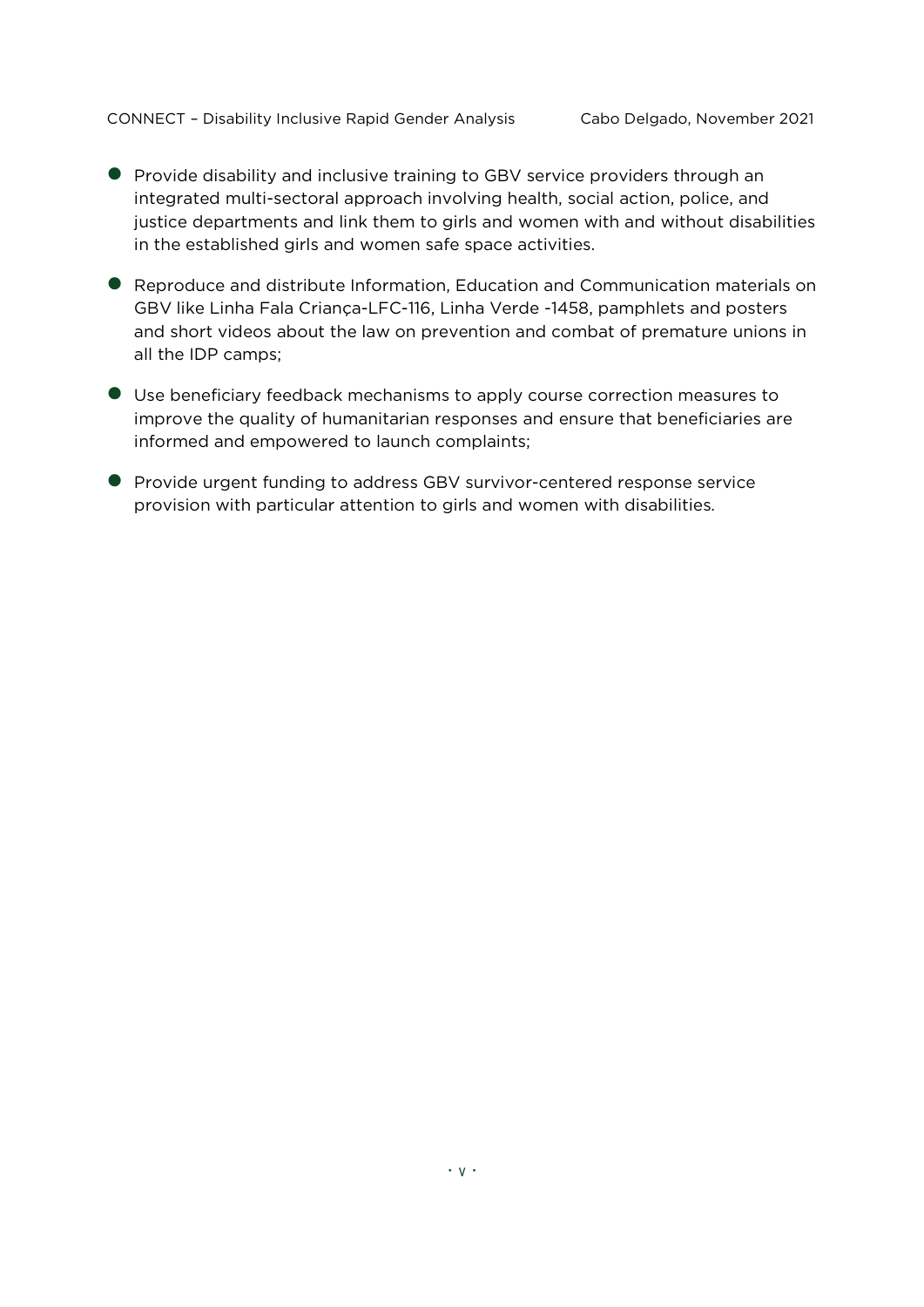- Provide disability and inclusive training to GBV service providers through an integrated multi-sectoral approach involving health, social action, police, and justice departments and link them to girls and women with and without disabilities in the established girls and women safe space activities.
- Reproduce and distribute Information, Education and Communication materials on GBV like Linha Fala Criança-LFC-116, Linha Verde -1458, pamphlets and posters and short videos about the law on prevention and combat of premature unions in all the IDP camps;
- Use beneficiary feedback mechanisms to apply course correction measures to improve the quality of humanitarian responses and ensure that beneficiaries are informed and empowered to launch complaints;
- Provide urgent funding to address GBV survivor-centered response service provision with particular attention to girls and women with disabilities.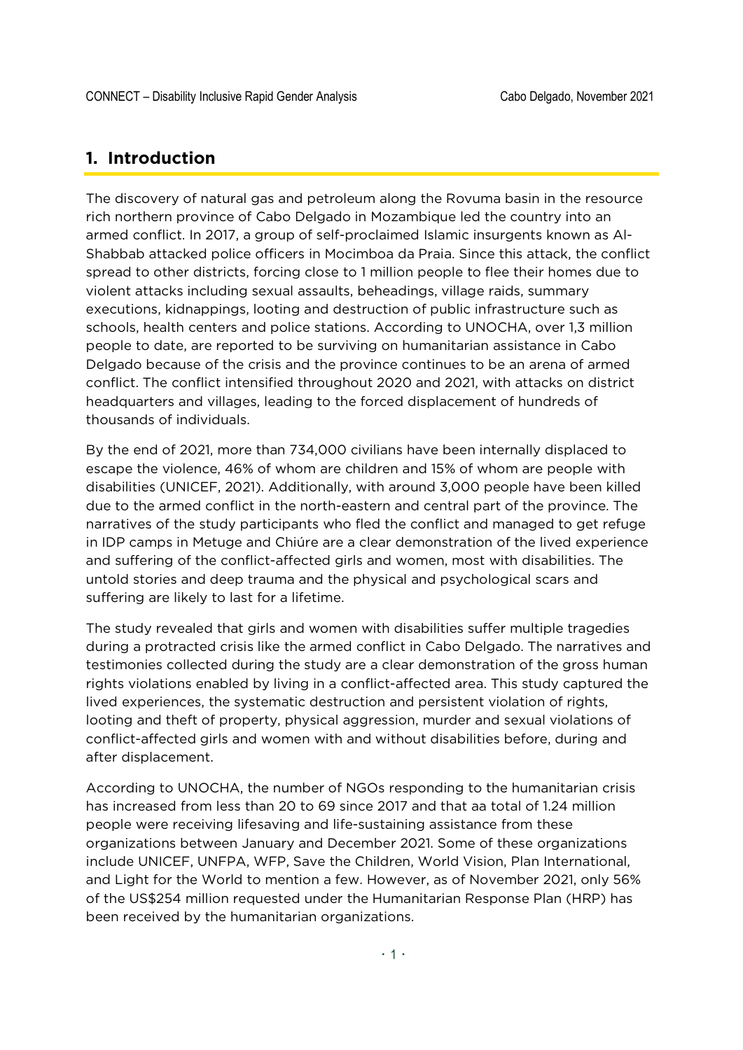## 1. Introduction

The discovery of natural gas and petroleum along the Rovuma basin in the resource rich northern province of Cabo Delgado in Mozambique led the country into an armed conflict. In 2017, a group of self-proclaimed Islamic insurgents known as Al-Shabbab attacked police officers in Mocimboa da Praia. Since this attack, the conflict spread to other districts, forcing close to 1 million people to flee their homes due to violent attacks including sexual assaults, beheadings, village raids, summary executions, kidnappings, looting and destruction of public infrastructure such as schools, health centers and police stations. According to UNOCHA, over 1,3 million people to date, are reported to be surviving on humanitarian assistance in Cabo Delgado because of the crisis and the province continues to be an arena of armed conflict. The conflict intensified throughout 2020 and 2021, with attacks on district headquarters and villages, leading to the forced displacement of hundreds of thousands of individuals.

By the end of 2021, more than 734,000 civilians have been internally displaced to escape the violence, 46% of whom are children and 15% of whom are people with disabilities (UNICEF, 2021). Additionally, with around 3,000 people have been killed due to the armed conflict in the north-eastern and central part of the province. The narratives of the study participants who fled the conflict and managed to get refuge in IDP camps in Metuge and Chiúre are a clear demonstration of the lived experience and suffering of the conflict-affected girls and women, most with disabilities. The untold stories and deep trauma and the physical and psychological scars and suffering are likely to last for a lifetime.

The study revealed that girls and women with disabilities suffer multiple tragedies during a protracted crisis like the armed conflict in Cabo Delgado. The narratives and testimonies collected during the study are a clear demonstration of the gross human rights violations enabled by living in a conflict-affected area. This study captured the lived experiences, the systematic destruction and persistent violation of rights, looting and theft of property, physical aggression, murder and sexual violations of conflict-affected girls and women with and without disabilities before, during and after displacement.

According to UNOCHA, the number of NGOs responding to the humanitarian crisis has increased from less than 20 to 69 since 2017 and that aa total of 1.24 million people were receiving lifesaving and life-sustaining assistance from these organizations between January and December 2021. Some of these organizations include UNICEF, UNFPA, WFP, Save the Children, World Vision, Plan International, and Light for the World to mention a few. However, as of November 2021, only 56% of the US$254 million requested under the Humanitarian Response Plan (HRP) has been received by the humanitarian organizations.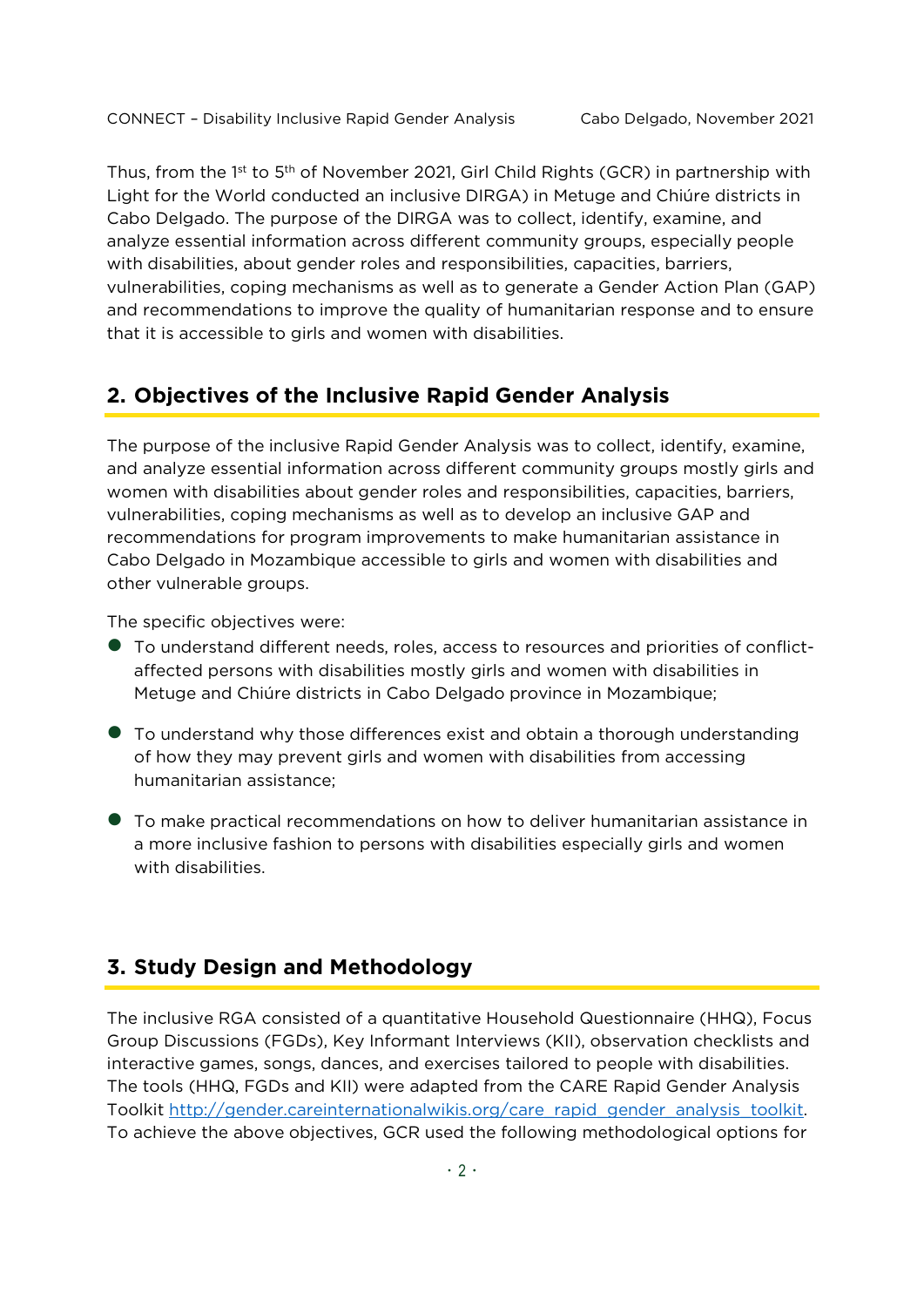Thus, from the 1st to 5th of November 2021, Girl Child Rights (GCR) in partnership with Light for the World conducted an inclusive DIRGA) in Metuge and Chiúre districts in Cabo Delgado. The purpose of the DIRGA was to collect, identify, examine, and analyze essential information across different community groups, especially people with disabilities, about gender roles and responsibilities, capacities, barriers, vulnerabilities, coping mechanisms as well as to generate a Gender Action Plan (GAP) and recommendations to improve the quality of humanitarian response and to ensure that it is accessible to girls and women with disabilities.

## 2. Objectives of the Inclusive Rapid Gender Analysis

The purpose of the inclusive Rapid Gender Analysis was to collect, identify, examine, and analyze essential information across different community groups mostly girls and women with disabilities about gender roles and responsibilities, capacities, barriers, vulnerabilities, coping mechanisms as well as to develop an inclusive GAP and recommendations for program improvements to make humanitarian assistance in Cabo Delgado in Mozambique accessible to girls and women with disabilities and other vulnerable groups.

The specific objectives were:

- To understand different needs, roles, access to resources and priorities of conflict-affected persons with disabilities mostly girls and women with disabilities in Metuge and Chiúre districts in Cabo Delgado province in Mozambique;
- To understand why those differences exist and obtain a thorough understanding of how they may prevent girls and women with disabilities from accessing humanitarian assistance;
- To make practical recommendations on how to deliver humanitarian assistance in a more inclusive fashion to persons with disabilities especially girls and women with disabilities.

## 3. Study Design and Methodology

The inclusive RGA consisted of a quantitative Household Questionnaire (HHQ), Focus Group Discussions (FGDs), Key Informant Interviews (KII), observation checklists and interactive games, songs, dances, and exercises tailored to people with disabilities. The tools (HHQ, FGDs and KII) were adapted from the CARE Rapid Gender Analysis Toolkit http://gender.careinternationalwikis.org/care_rapid_gender_analysis_toolkit. To achieve the above objectives, GCR used the following methodological options for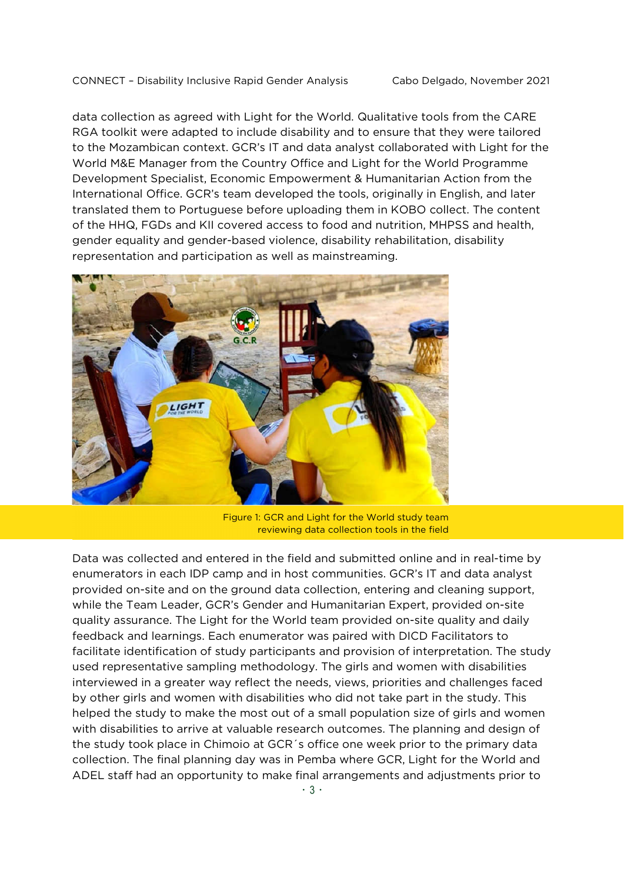data collection as agreed with Light for the World. Qualitative tools from the CARE RGA toolkit were adapted to include disability and to ensure that they were tailored to the Mozambican context. GCR's IT and data analyst collaborated with Light for the World M&E Manager from the Country Office and Light for the World Programme Development Specialist, Economic Empowerment & Humanitarian Action from the International Office. GCR's team developed the tools, originally in English, and later translated them to Portuguese before uploading them in KOBO collect. The content of the HHQ, FGDs and KII covered access to food and nutrition, MHPSS and health, gender equality and gender-based violence, disability rehabilitation, disability representation and participation as well as mainstreaming.

Figure 1: GCR and Light for the World study team reviewing data collection tools in the field

Data was collected and entered in the field and submitted online and in real-time by enumerators in each IDP camp and in host communities. GCR's IT and data analyst provided on-site and on the ground data collection, entering and cleaning support, while the Team Leader, GCR's Gender and Humanitarian Expert, provided on-site quality assurance. The Light for the World team provided on-site quality and daily feedback and learnings. Each enumerator was paired with DICD Facilitators to facilitate identification of study participants and provision of interpretation. The study used representative sampling methodology. The girls and women with disabilities interviewed in a greater way reflect the needs, views, priorities and challenges faced by other girls and women with disabilities who did not take part in the study. This helped the study to make the most out of a small population size of girls and women with disabilities to arrive at valuable research outcomes. The planning and design of the study took place in Chimoio at GCR´s office one week prior to the primary data collection. The final planning day was in Pemba where GCR, Light for the World and ADEL staff had an opportunity to make final arrangements and adjustments prior to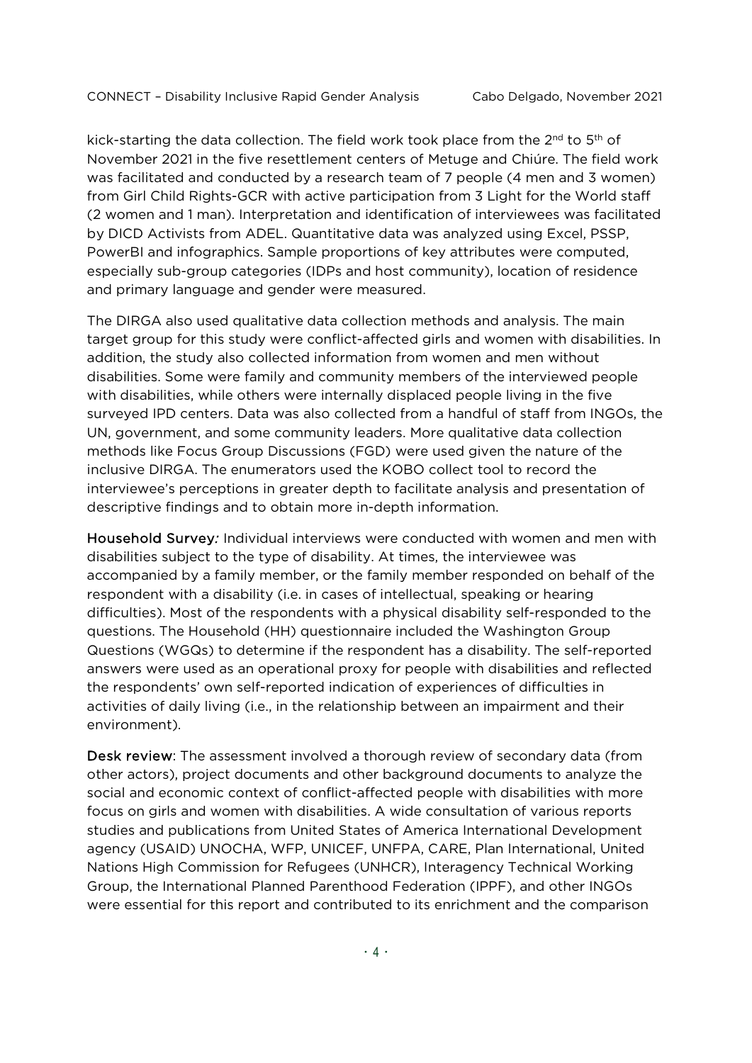kick-starting the data collection. The field work took place from the 2nd to 5th of November 2021 in the five resettlement centers of Metuge and Chiúre. The field work was facilitated and conducted by a research team of 7 people (4 men and 3 women) from Girl Child Rights-GCR with active participation from 3 Light for the World staff (2 women and 1 man). Interpretation and identification of interviewees was facilitated by DICD Activists from ADEL. Quantitative data was analyzed using Excel, PSSP, PowerBI and infographics. Sample proportions of key attributes were computed, especially sub-group categories (IDPs and host community), location of residence and primary language and gender were measured.

The DIRGA also used qualitative data collection methods and analysis. The main target group for this study were conflict-affected girls and women with disabilities. In addition, the study also collected information from women and men without disabilities. Some were family and community members of the interviewed people with disabilities, while others were internally displaced people living in the five surveyed IPD centers. Data was also collected from a handful of staff from INGOs, the UN, government, and some community leaders. More qualitative data collection methods like Focus Group Discussions (FGD) were used given the nature of the inclusive DIRGA. The enumerators used the KOBO collect tool to record the interviewee's perceptions in greater depth to facilitate analysis and presentation of descriptive findings and to obtain more in-depth information.

**Household Survey***:* Individual interviews were conducted with women and men with disabilities subject to the type of disability. At times, the interviewee was accompanied by a family member, or the family member responded on behalf of the respondent with a disability (i.e. in cases of intellectual, speaking or hearing difficulties). Most of the respondents with a physical disability self-responded to the questions. The Household (HH) questionnaire included the Washington Group Questions (WGQs) to determine if the respondent has a disability. The self-reported answers were used as an operational proxy for people with disabilities and reflected the respondents' own self-reported indication of experiences of difficulties in activities of daily living (i.e., in the relationship between an impairment and their environment).

**Desk review**: The assessment involved a thorough review of secondary data (from other actors), project documents and other background documents to analyze the social and economic context of conflict-affected people with disabilities with more focus on girls and women with disabilities. A wide consultation of various reports studies and publications from United States of America International Development agency (USAID) UNOCHA, WFP, UNICEF, UNFPA, CARE, Plan International, United Nations High Commission for Refugees (UNHCR), Interagency Technical Working Group, the International Planned Parenthood Federation (IPPF), and other INGOs were essential for this report and contributed to its enrichment and the comparison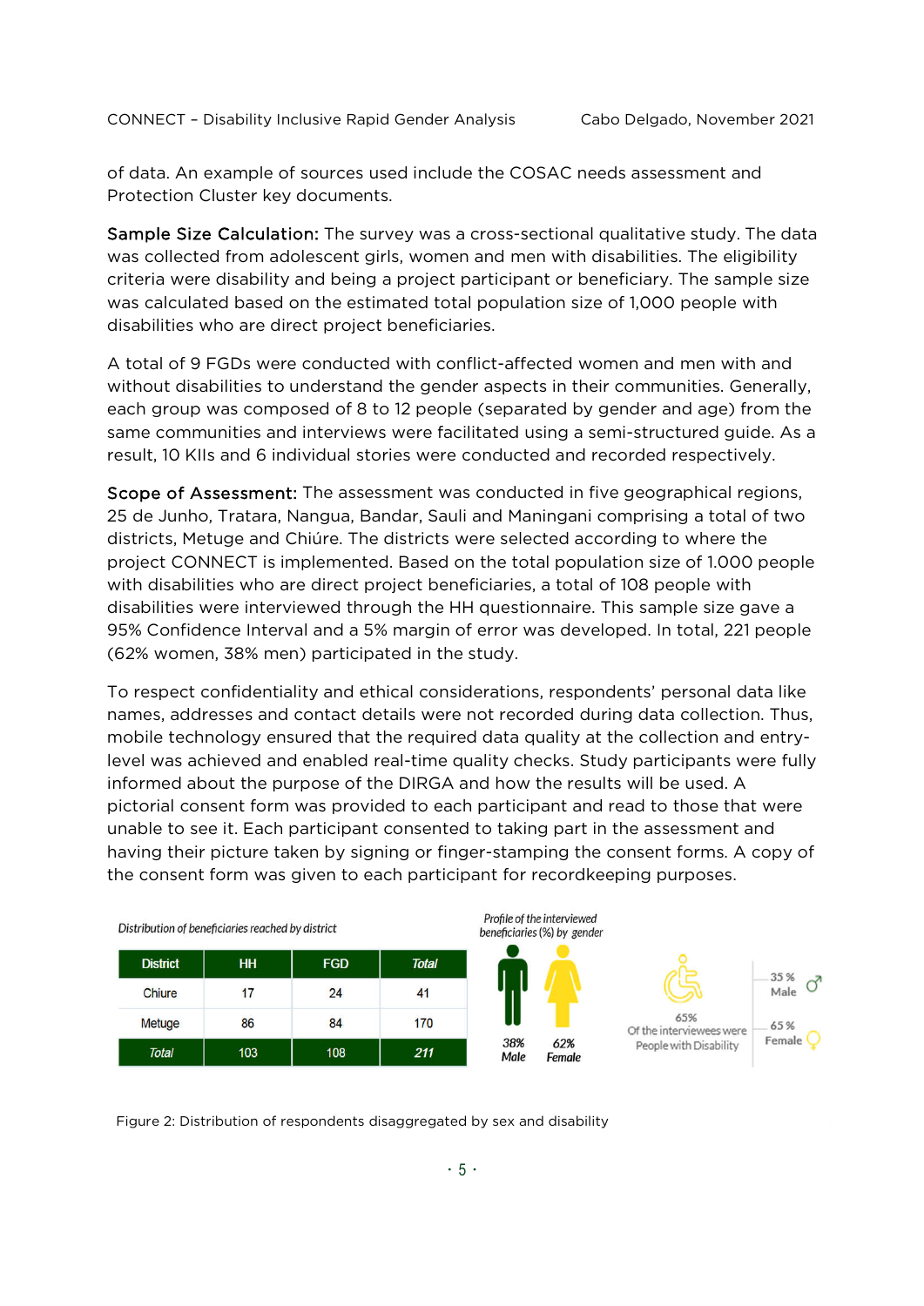of data. An example of sources used include the COSAC needs assessment and Protection Cluster key documents.

**Sample Size Calculation:** The survey was a cross-sectional qualitative study. The data was collected from adolescent girls, women and men with disabilities. The eligibility criteria were disability and being a project participant or beneficiary. The sample size was calculated based on the estimated total population size of 1,000 people with disabilities who are direct project beneficiaries.

A total of 9 FGDs were conducted with conflict-affected women and men with and without disabilities to understand the gender aspects in their communities. Generally, each group was composed of 8 to 12 people (separated by gender and age) from the same communities and interviews were facilitated using a semi-structured guide. As a result, 10 KIIs and 6 individual stories were conducted and recorded respectively.

**Scope of Assessment:** The assessment was conducted in five geographical regions, 25 de Junho, Tratara, Nangua, Bandar, Sauli and Maningani comprising a total of two districts, Metuge and Chiúre. The districts were selected according to where the project CONNECT is implemented. Based on the total population size of 1.000 people with disabilities who are direct project beneficiaries, a total of 108 people with disabilities were interviewed through the HH questionnaire. This sample size gave a 95% Confidence Interval and a 5% margin of error was developed. In total, 221 people (62% women, 38% men) participated in the study.

To respect confidentiality and ethical considerations, respondents' personal data like names, addresses and contact details were not recorded during data collection. Thus, mobile technology ensured that the required data quality at the collection and entry-level was achieved and enabled real-time quality checks. Study participants were fully informed about the purpose of the DIRGA and how the results will be used. A pictorial consent form was provided to each participant and read to those that were unable to see it. Each participant consented to taking part in the assessment and having their picture taken by signing or finger-stamping the consent forms. A copy of the consent form was given to each participant for recordkeeping purposes.

*Distribution of beneficiaries reached by district*

| District | HH | FGD | *Total* |
|---|---|---|---|
| Chiure | 17 | 24 | 41 |
| Metuge | 86 | 84 | 170 |
| *Total* | 103 | 108 | *211* |

*Profile of the interviewed beneficiaries (%) by gender*

*38% Male* | *62% Female*

65% Of the interviewees were People with Disability

35 % Male

65 % Female

Figure 2: Distribution of respondents disaggregated by sex and disability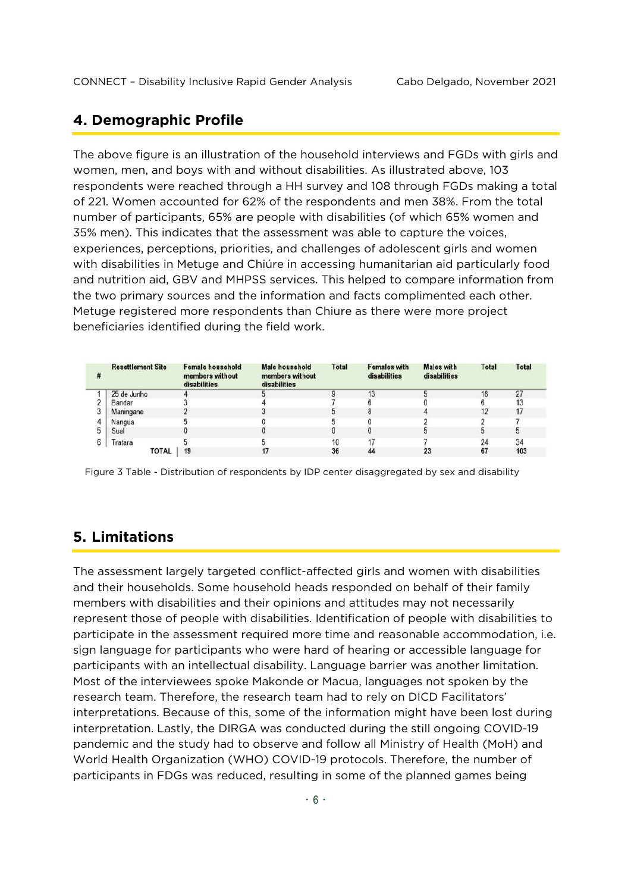## 4. Demographic Profile

The above figure is an illustration of the household interviews and FGDs with girls and women, men, and boys with and without disabilities. As illustrated above, 103 respondents were reached through a HH survey and 108 through FGDs making a total of 221. Women accounted for 62% of the respondents and men 38%. From the total number of participants, 65% are people with disabilities (of which 65% women and 35% men). This indicates that the assessment was able to capture the voices, experiences, perceptions, priorities, and challenges of adolescent girls and women with disabilities in Metuge and Chiúre in accessing humanitarian aid particularly food and nutrition aid, GBV and MHPSS services. This helped to compare information from the two primary sources and the information and facts complimented each other. Metuge registered more respondents than Chiure as there were more project beneficiaries identified during the field work.

| # | Resettlement Site | Female household members without disabilities | Male household members without disabilities | Total | Females with disabilities | Males with disabilities | Total | Total |
|---|---|---|---|---|---|---|---|---|
| 1 | 25 de Junho | 4 | 5 | 9 | 13 | 5 | 18 | 27 |
| 2 | Bandar | 3 | 4 | 7 | 6 | 0 | 6 | 13 |
| 3 | Maningane | 2 | 3 | 5 | 8 | 4 | 12 | 17 |
| 4 | Nangua | 5 | 0 | 5 | 0 | 2 | 2 | 7 |
| 5 | Sual | 0 | 0 | 0 | 0 | 5 | 5 | 5 |
| 6 | Tratara | 5 | 5 | 10 | 17 | 7 | 24 | 34 |
| | TOTAL | 19 | 17 | 36 | 44 | 23 | 67 | 103 |

Figure 3 Table - Distribution of respondents by IDP center disaggregated by sex and disability

## 5. Limitations

The assessment largely targeted conflict-affected girls and women with disabilities and their households. Some household heads responded on behalf of their family members with disabilities and their opinions and attitudes may not necessarily represent those of people with disabilities. Identification of people with disabilities to participate in the assessment required more time and reasonable accommodation, i.e. sign language for participants who were hard of hearing or accessible language for participants with an intellectual disability. Language barrier was another limitation. Most of the interviewees spoke Makonde or Macua, languages not spoken by the research team. Therefore, the research team had to rely on DICD Facilitators' interpretations. Because of this, some of the information might have been lost during interpretation. Lastly, the DIRGA was conducted during the still ongoing COVID-19 pandemic and the study had to observe and follow all Ministry of Health (MoH) and World Health Organization (WHO) COVID-19 protocols. Therefore, the number of participants in FDGs was reduced, resulting in some of the planned games being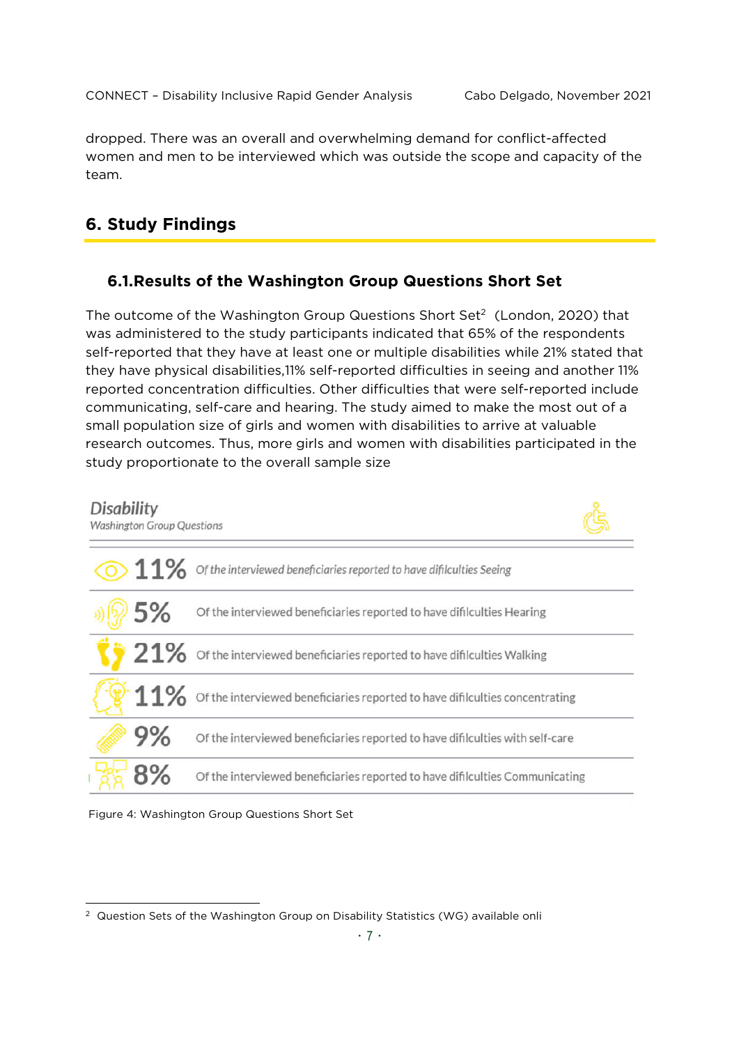dropped. There was an overall and overwhelming demand for conflict-affected women and men to be interviewed which was outside the scope and capacity of the team.

## 6. Study Findings

### 6.1.Results of the Washington Group Questions Short Set

The outcome of the Washington Group Questions Short Set[2] (London, 2020) that was administered to the study participants indicated that 65% of the respondents self-reported that they have at least one or multiple disabilities while 21% stated that they have physical disabilities,11% self-reported difficulties in seeing and another 11% reported concentration difficulties. Other difficulties that were self-reported include communicating, self-care and hearing. The study aimed to make the most out of a small population size of girls and women with disabilities to arrive at valuable research outcomes. Thus, more girls and women with disabilities participated in the study proportionate to the overall sample size

**Disability**
*Washington Group Questions*

| | |
|---|---|
| 11% | Of the interviewed beneficiaries reported to have difilculties Seeing |
| 5% | Of the interviewed beneficiaries reported to have difilculties Hearing |
| 21% | Of the interviewed beneficiaries reported to have difilculties Walking |
| 11% | Of the interviewed beneficiaries reported to have difilculties concentrating |
| 9% | Of the interviewed beneficiaries reported to have difilculties with self-care |
| 8% | Of the interviewed beneficiaries reported to have difilculties Communicating |

Figure 4: Washington Group Questions Short Set

[2] Question Sets of the Washington Group on Disability Statistics (WG) available onli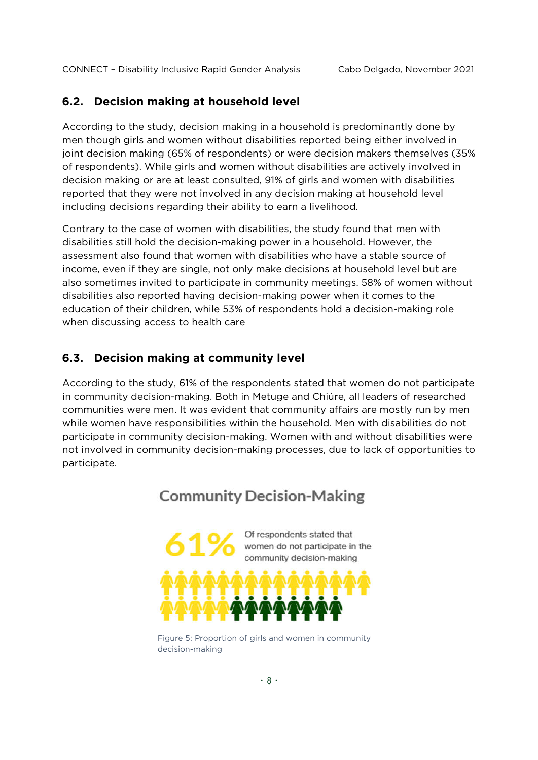## 6.2. Decision making at household level

According to the study, decision making in a household is predominantly done by men though girls and women without disabilities reported being either involved in joint decision making (65% of respondents) or were decision makers themselves (35% of respondents). While girls and women without disabilities are actively involved in decision making or are at least consulted, 91% of girls and women with disabilities reported that they were not involved in any decision making at household level including decisions regarding their ability to earn a livelihood.

Contrary to the case of women with disabilities, the study found that men with disabilities still hold the decision-making power in a household. However, the assessment also found that women with disabilities who have a stable source of income, even if they are single, not only make decisions at household level but are also sometimes invited to participate in community meetings. 58% of women without disabilities also reported having decision-making power when it comes to the education of their children, while 53% of respondents hold a decision-making role when discussing access to health care

## 6.3. Decision making at community level

According to the study, 61% of the respondents stated that women do not participate in community decision-making. Both in Metuge and Chiúre, all leaders of researched communities were men. It was evident that community affairs are mostly run by men while women have responsibilities within the household. Men with disabilities do not participate in community decision-making. Women with and without disabilities were not involved in community decision-making processes, due to lack of opportunities to participate.

**Community Decision-Making**

**61%** Of respondents stated that women do not participate in the community decision-making

Figure 5: Proportion of girls and women in community decision-making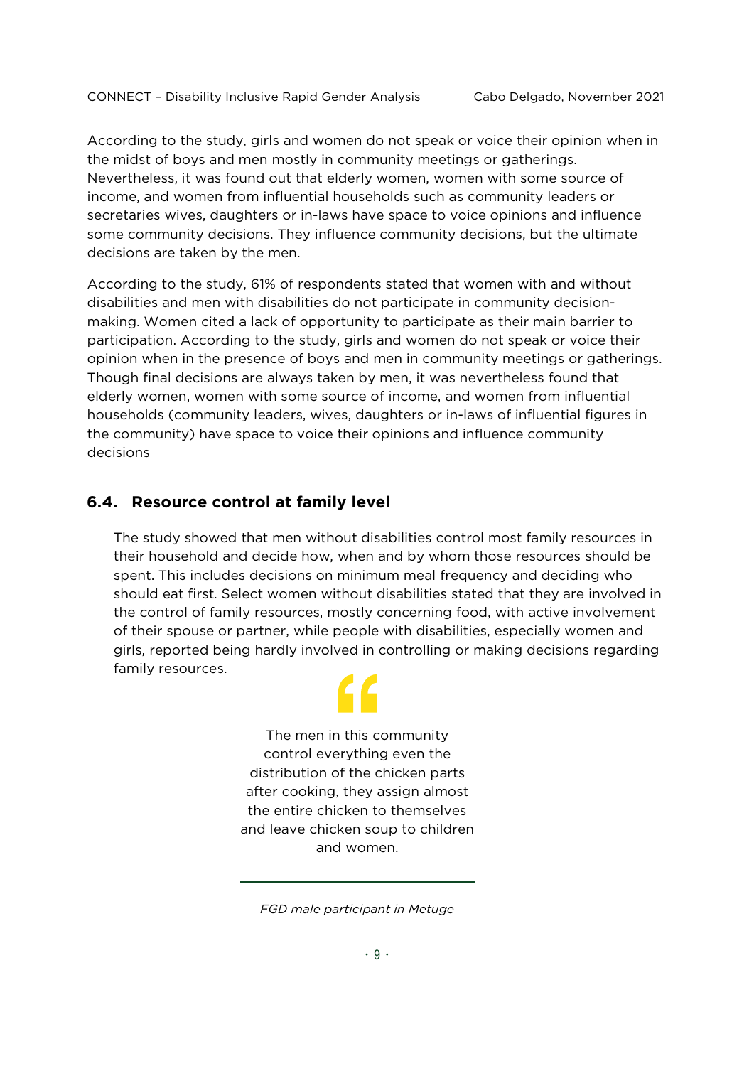According to the study, girls and women do not speak or voice their opinion when in the midst of boys and men mostly in community meetings or gatherings. Nevertheless, it was found out that elderly women, women with some source of income, and women from influential households such as community leaders or secretaries wives, daughters or in-laws have space to voice opinions and influence some community decisions. They influence community decisions, but the ultimate decisions are taken by the men.

According to the study, 61% of respondents stated that women with and without disabilities and men with disabilities do not participate in community decision-making. Women cited a lack of opportunity to participate as their main barrier to participation. According to the study, girls and women do not speak or voice their opinion when in the presence of boys and men in community meetings or gatherings. Though final decisions are always taken by men, it was nevertheless found that elderly women, women with some source of income, and women from influential households (community leaders, wives, daughters or in-laws of influential figures in the community) have space to voice their opinions and influence community decisions

## 6.4. Resource control at family level

The study showed that men without disabilities control most family resources in their household and decide how, when and by whom those resources should be spent. This includes decisions on minimum meal frequency and deciding who should eat first. Select women without disabilities stated that they are involved in the control of family resources, mostly concerning food, with active involvement of their spouse or partner, while people with disabilities, especially women and girls, reported being hardly involved in controlling or making decisions regarding family resources.

> The men in this community control everything even the distribution of the chicken parts after cooking, they assign almost the entire chicken to themselves and leave chicken soup to children and women.
>
> *FGD male participant in Metuge*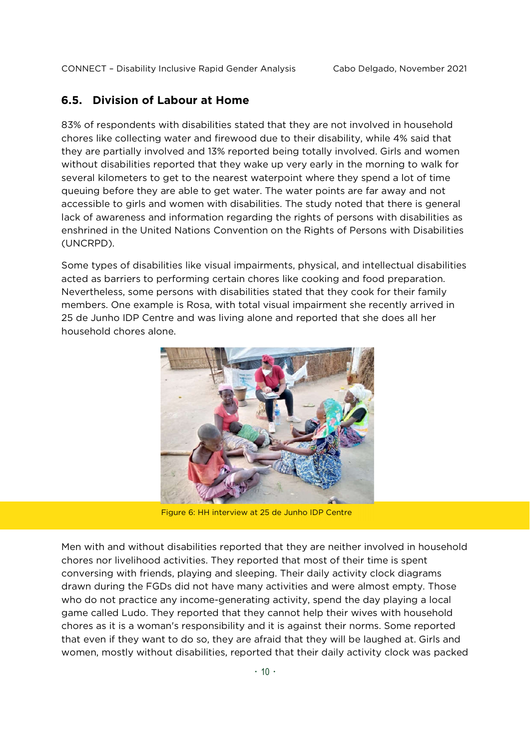## 6.5. Division of Labour at Home

83% of respondents with disabilities stated that they are not involved in household chores like collecting water and firewood due to their disability, while 4% said that they are partially involved and 13% reported being totally involved. Girls and women without disabilities reported that they wake up very early in the morning to walk for several kilometers to get to the nearest waterpoint where they spend a lot of time queuing before they are able to get water. The water points are far away and not accessible to girls and women with disabilities. The study noted that there is general lack of awareness and information regarding the rights of persons with disabilities as enshrined in the United Nations Convention on the Rights of Persons with Disabilities (UNCRPD).

Some types of disabilities like visual impairments, physical, and intellectual disabilities acted as barriers to performing certain chores like cooking and food preparation. Nevertheless, some persons with disabilities stated that they cook for their family members. One example is Rosa, with total visual impairment she recently arrived in 25 de Junho IDP Centre and was living alone and reported that she does all her household chores alone.

Figure 6: HH interview at 25 de Junho IDP Centre

Men with and without disabilities reported that they are neither involved in household chores nor livelihood activities. They reported that most of their time is spent conversing with friends, playing and sleeping. Their daily activity clock diagrams drawn during the FGDs did not have many activities and were almost empty. Those who do not practice any income-generating activity, spend the day playing a local game called Ludo. They reported that they cannot help their wives with household chores as it is a woman's responsibility and it is against their norms. Some reported that even if they want to do so, they are afraid that they will be laughed at. Girls and women, mostly without disabilities, reported that their daily activity clock was packed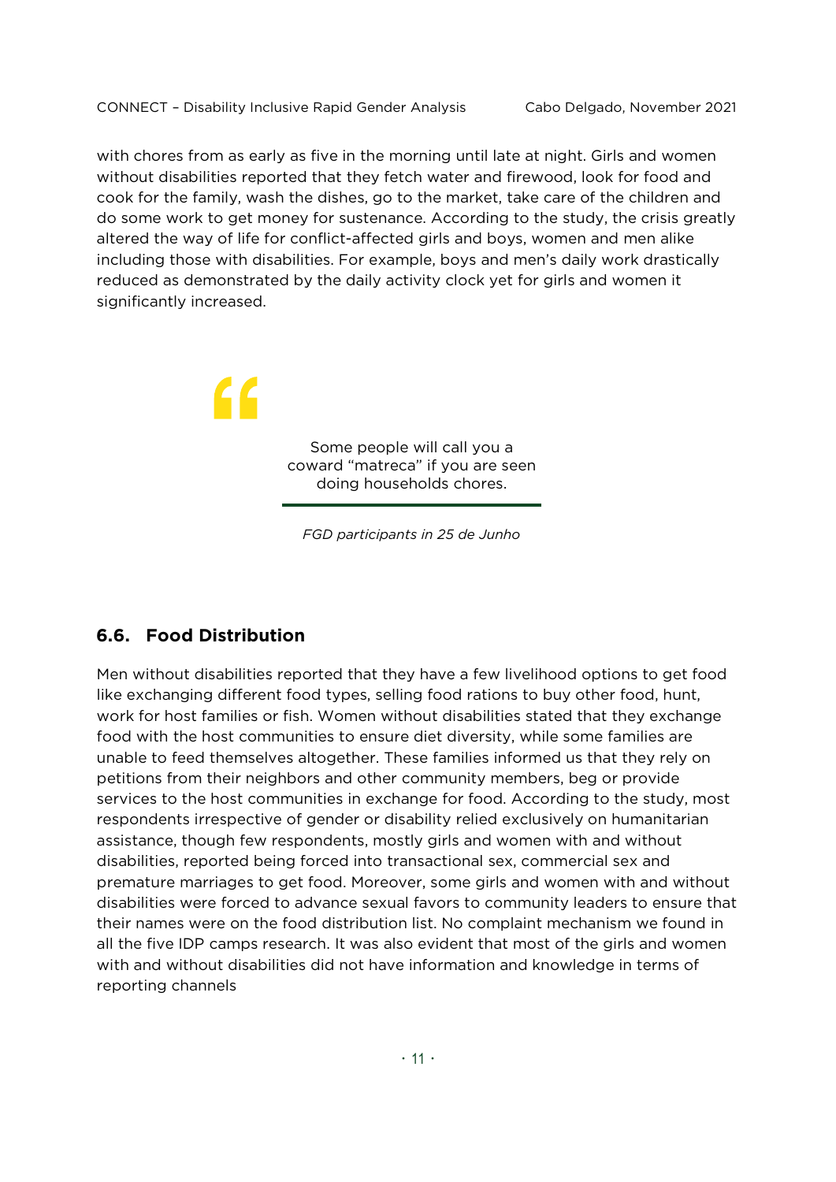with chores from as early as five in the morning until late at night. Girls and women without disabilities reported that they fetch water and firewood, look for food and cook for the family, wash the dishes, go to the market, take care of the children and do some work to get money for sustenance. According to the study, the crisis greatly altered the way of life for conflict-affected girls and boys, women and men alike including those with disabilities. For example, boys and men's daily work drastically reduced as demonstrated by the daily activity clock yet for girls and women it significantly increased.

> Some people will call you a coward "matreca" if you are seen doing households chores.
>
> *FGD participants in 25 de Junho*

## 6.6. Food Distribution

Men without disabilities reported that they have a few livelihood options to get food like exchanging different food types, selling food rations to buy other food, hunt, work for host families or fish. Women without disabilities stated that they exchange food with the host communities to ensure diet diversity, while some families are unable to feed themselves altogether. These families informed us that they rely on petitions from their neighbors and other community members, beg or provide services to the host communities in exchange for food. According to the study, most respondents irrespective of gender or disability relied exclusively on humanitarian assistance, though few respondents, mostly girls and women with and without disabilities, reported being forced into transactional sex, commercial sex and premature marriages to get food. Moreover, some girls and women with and without disabilities were forced to advance sexual favors to community leaders to ensure that their names were on the food distribution list. No complaint mechanism we found in all the five IDP camps research. It was also evident that most of the girls and women with and without disabilities did not have information and knowledge in terms of reporting channels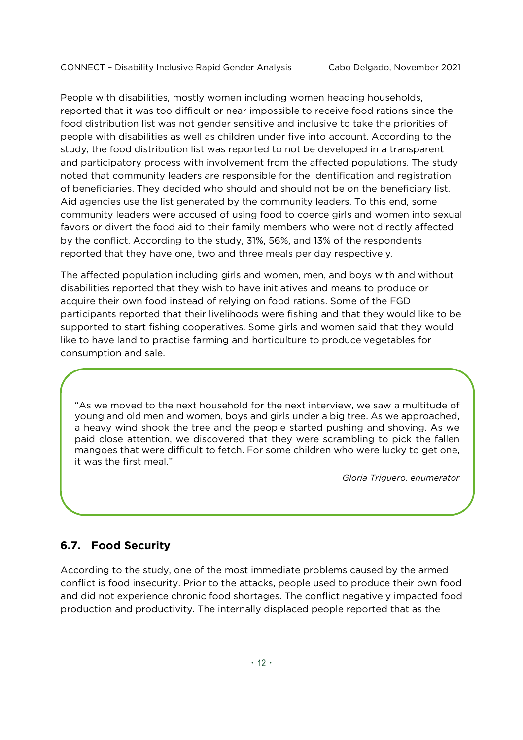People with disabilities, mostly women including women heading households, reported that it was too difficult or near impossible to receive food rations since the food distribution list was not gender sensitive and inclusive to take the priorities of people with disabilities as well as children under five into account. According to the study, the food distribution list was reported to not be developed in a transparent and participatory process with involvement from the affected populations. The study noted that community leaders are responsible for the identification and registration of beneficiaries. They decided who should and should not be on the beneficiary list. Aid agencies use the list generated by the community leaders. To this end, some community leaders were accused of using food to coerce girls and women into sexual favors or divert the food aid to their family members who were not directly affected by the conflict. According to the study, 31%, 56%, and 13% of the respondents reported that they have one, two and three meals per day respectively.

The affected population including girls and women, men, and boys with and without disabilities reported that they wish to have initiatives and means to produce or acquire their own food instead of relying on food rations. Some of the FGD participants reported that their livelihoods were fishing and that they would like to be supported to start fishing cooperatives. Some girls and women said that they would like to have land to practise farming and horticulture to produce vegetables for consumption and sale.

> "As we moved to the next household for the next interview, we saw a multitude of young and old men and women, boys and girls under a big tree. As we approached, a heavy wind shook the tree and the people started pushing and shoving. As we paid close attention, we discovered that they were scrambling to pick the fallen mangoes that were difficult to fetch. For some children who were lucky to get one, it was the first meal."
>
> *Gloria Triguero, enumerator*

## 6.7. Food Security

According to the study, one of the most immediate problems caused by the armed conflict is food insecurity. Prior to the attacks, people used to produce their own food and did not experience chronic food shortages. The conflict negatively impacted food production and productivity. The internally displaced people reported that as the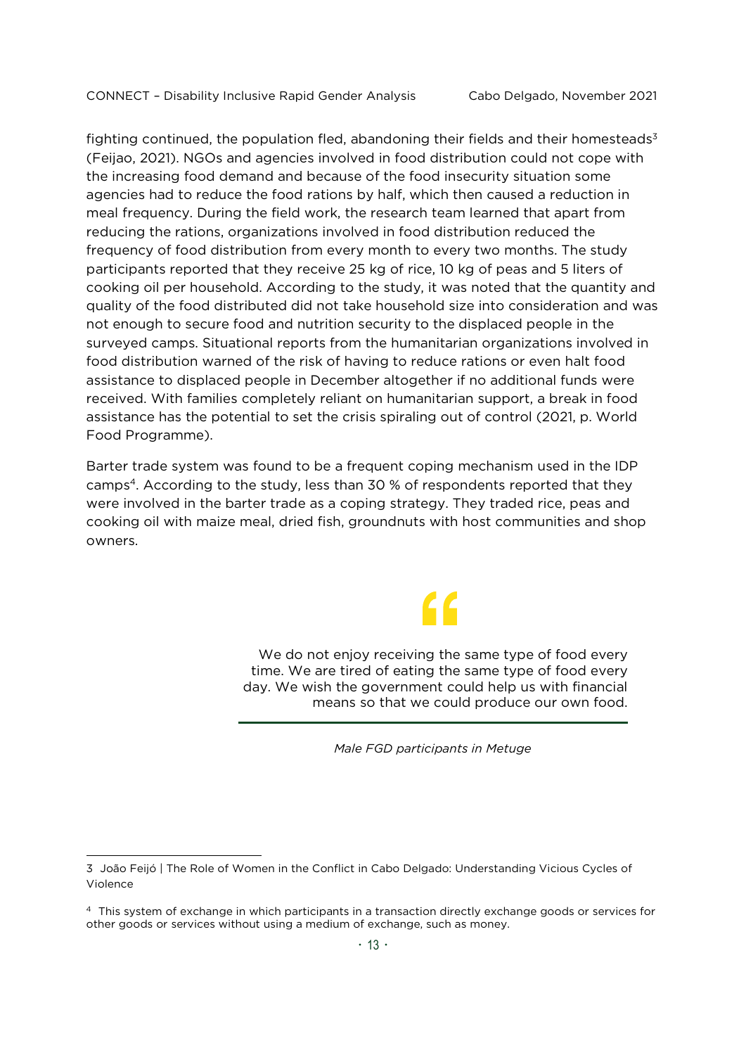fighting continued, the population fled, abandoning their fields and their homesteads[3] (Feijao, 2021). NGOs and agencies involved in food distribution could not cope with the increasing food demand and because of the food insecurity situation some agencies had to reduce the food rations by half, which then caused a reduction in meal frequency. During the field work, the research team learned that apart from reducing the rations, organizations involved in food distribution reduced the frequency of food distribution from every month to every two months. The study participants reported that they receive 25 kg of rice, 10 kg of peas and 5 liters of cooking oil per household. According to the study, it was noted that the quantity and quality of the food distributed did not take household size into consideration and was not enough to secure food and nutrition security to the displaced people in the surveyed camps. Situational reports from the humanitarian organizations involved in food distribution warned of the risk of having to reduce rations or even halt food assistance to displaced people in December altogether if no additional funds were received. With families completely reliant on humanitarian support, a break in food assistance has the potential to set the crisis spiraling out of control (2021, p. World Food Programme).

Barter trade system was found to be a frequent coping mechanism used in the IDP camps[4]. According to the study, less than 30 % of respondents reported that they were involved in the barter trade as a coping strategy. They traded rice, peas and cooking oil with maize meal, dried fish, groundnuts with host communities and shop owners.

> We do not enjoy receiving the same type of food every time. We are tired of eating the same type of food every day. We wish the government could help us with financial means so that we could produce our own food.
>
> *Male FGD participants in Metuge*

---

3 João Feijó | The Role of Women in the Conflict in Cabo Delgado: Understanding Vicious Cycles of Violence

4 This system of exchange in which participants in a transaction directly exchange goods or services for other goods or services without using a medium of exchange, such as money.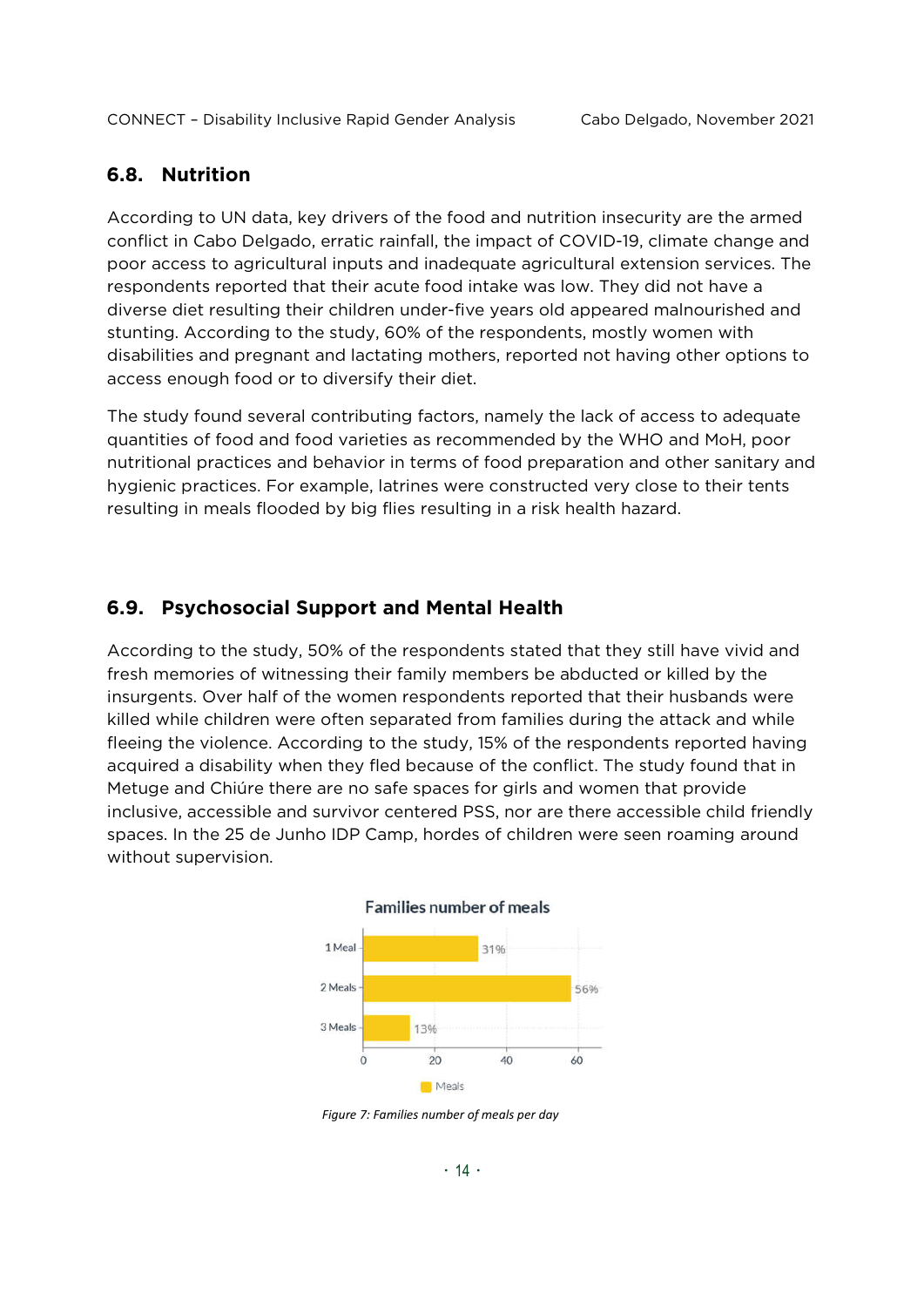## 6.8. Nutrition

According to UN data, key drivers of the food and nutrition insecurity are the armed conflict in Cabo Delgado, erratic rainfall, the impact of COVID-19, climate change and poor access to agricultural inputs and inadequate agricultural extension services. The respondents reported that their acute food intake was low. They did not have a diverse diet resulting their children under-five years old appeared malnourished and stunting. According to the study, 60% of the respondents, mostly women with disabilities and pregnant and lactating mothers, reported not having other options to access enough food or to diversify their diet.

The study found several contributing factors, namely the lack of access to adequate quantities of food and food varieties as recommended by the WHO and MoH, poor nutritional practices and behavior in terms of food preparation and other sanitary and hygienic practices. For example, latrines were constructed very close to their tents resulting in meals flooded by big flies resulting in a risk health hazard.

## 6.9. Psychosocial Support and Mental Health

According to the study, 50% of the respondents stated that they still have vivid and fresh memories of witnessing their family members be abducted or killed by the insurgents. Over half of the women respondents reported that their husbands were killed while children were often separated from families during the attack and while fleeing the violence. According to the study, 15% of the respondents reported having acquired a disability when they fled because of the conflict. The study found that in Metuge and Chiúre there are no safe spaces for girls and women that provide inclusive, accessible and survivor centered PSS, nor are there accessible child friendly spaces. In the 25 de Junho IDP Camp, hordes of children were seen roaming around without supervision.

**Families number of meals**

| Number of meals | Meals |
|---|---|
| 1 Meal | 31% |
| 2 Meals | 56% |
| 3 Meals | 13% |

*Figure 7: Families number of meals per day*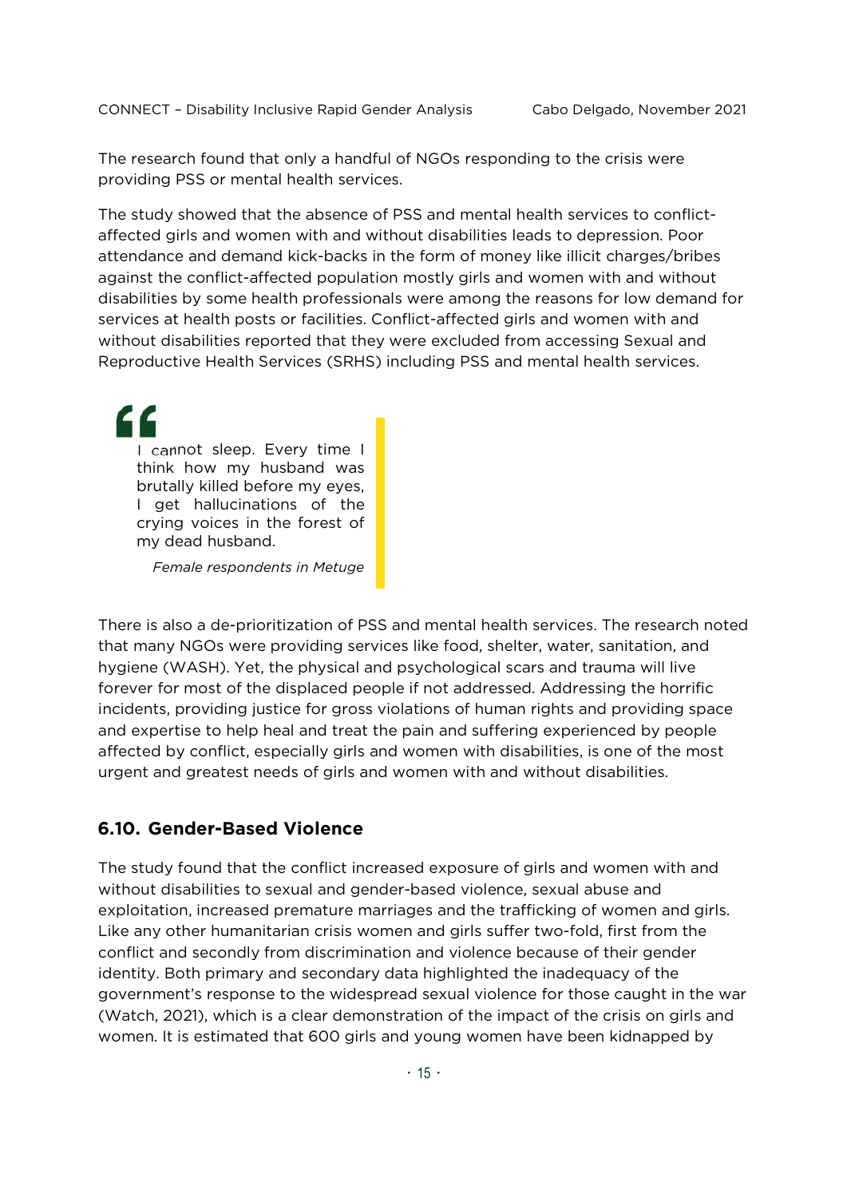The research found that only a handful of NGOs responding to the crisis were providing PSS or mental health services.

The study showed that the absence of PSS and mental health services to conflict-affected girls and women with and without disabilities leads to depression. Poor attendance and demand kick-backs in the form of money like illicit charges/bribes against the conflict-affected population mostly girls and women with and without disabilities by some health professionals were among the reasons for low demand for services at health posts or facilities. Conflict-affected girls and women with and without disabilities reported that they were excluded from accessing Sexual and Reproductive Health Services (SRHS) including PSS and mental health services.

> I cannot sleep. Every time I think how my husband was brutally killed before my eyes, I get hallucinations of the crying voices in the forest of my dead husband.
>
> *Female respondents in Metuge*

There is also a de-prioritization of PSS and mental health services. The research noted that many NGOs were providing services like food, shelter, water, sanitation, and hygiene (WASH). Yet, the physical and psychological scars and trauma will live forever for most of the displaced people if not addressed. Addressing the horrific incidents, providing justice for gross violations of human rights and providing space and expertise to help heal and treat the pain and suffering experienced by people affected by conflict, especially girls and women with disabilities, is one of the most urgent and greatest needs of girls and women with and without disabilities.

## 6.10. Gender-Based Violence

The study found that the conflict increased exposure of girls and women with and without disabilities to sexual and gender-based violence, sexual abuse and exploitation, increased premature marriages and the trafficking of women and girls. Like any other humanitarian crisis women and girls suffer two-fold, first from the conflict and secondly from discrimination and violence because of their gender identity. Both primary and secondary data highlighted the inadequacy of the government's response to the widespread sexual violence for those caught in the war (Watch, 2021), which is a clear demonstration of the impact of the crisis on girls and women. It is estimated that 600 girls and young women have been kidnapped by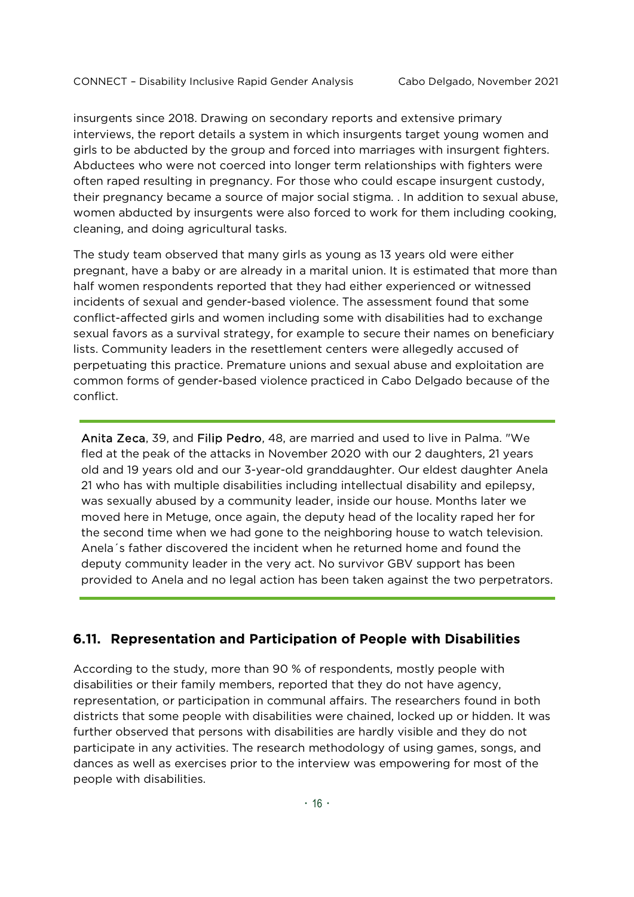insurgents since 2018. Drawing on secondary reports and extensive primary interviews, the report details a system in which insurgents target young women and girls to be abducted by the group and forced into marriages with insurgent fighters. Abductees who were not coerced into longer term relationships with fighters were often raped resulting in pregnancy. For those who could escape insurgent custody, their pregnancy became a source of major social stigma. . In addition to sexual abuse, women abducted by insurgents were also forced to work for them including cooking, cleaning, and doing agricultural tasks.

The study team observed that many girls as young as 13 years old were either pregnant, have a baby or are already in a marital union. It is estimated that more than half women respondents reported that they had either experienced or witnessed incidents of sexual and gender-based violence. The assessment found that some conflict-affected girls and women including some with disabilities had to exchange sexual favors as a survival strategy, for example to secure their names on beneficiary lists. Community leaders in the resettlement centers were allegedly accused of perpetuating this practice. Premature unions and sexual abuse and exploitation are common forms of gender-based violence practiced in Cabo Delgado because of the conflict.

---

Anita Zeca, 39, and Filip Pedro, 48, are married and used to live in Palma. "We fled at the peak of the attacks in November 2020 with our 2 daughters, 21 years old and 19 years old and our 3-year-old granddaughter. Our eldest daughter Anela 21 who has with multiple disabilities including intellectual disability and epilepsy, was sexually abused by a community leader, inside our house. Months later we moved here in Metuge, once again, the deputy head of the locality raped her for the second time when we had gone to the neighboring house to watch television. Anela´s father discovered the incident when he returned home and found the deputy community leader in the very act. No survivor GBV support has been provided to Anela and no legal action has been taken against the two perpetrators.

---

## 6.11. Representation and Participation of People with Disabilities

According to the study, more than 90 % of respondents, mostly people with disabilities or their family members, reported that they do not have agency, representation, or participation in communal affairs. The researchers found in both districts that some people with disabilities were chained, locked up or hidden. It was further observed that persons with disabilities are hardly visible and they do not participate in any activities. The research methodology of using games, songs, and dances as well as exercises prior to the interview was empowering for most of the people with disabilities.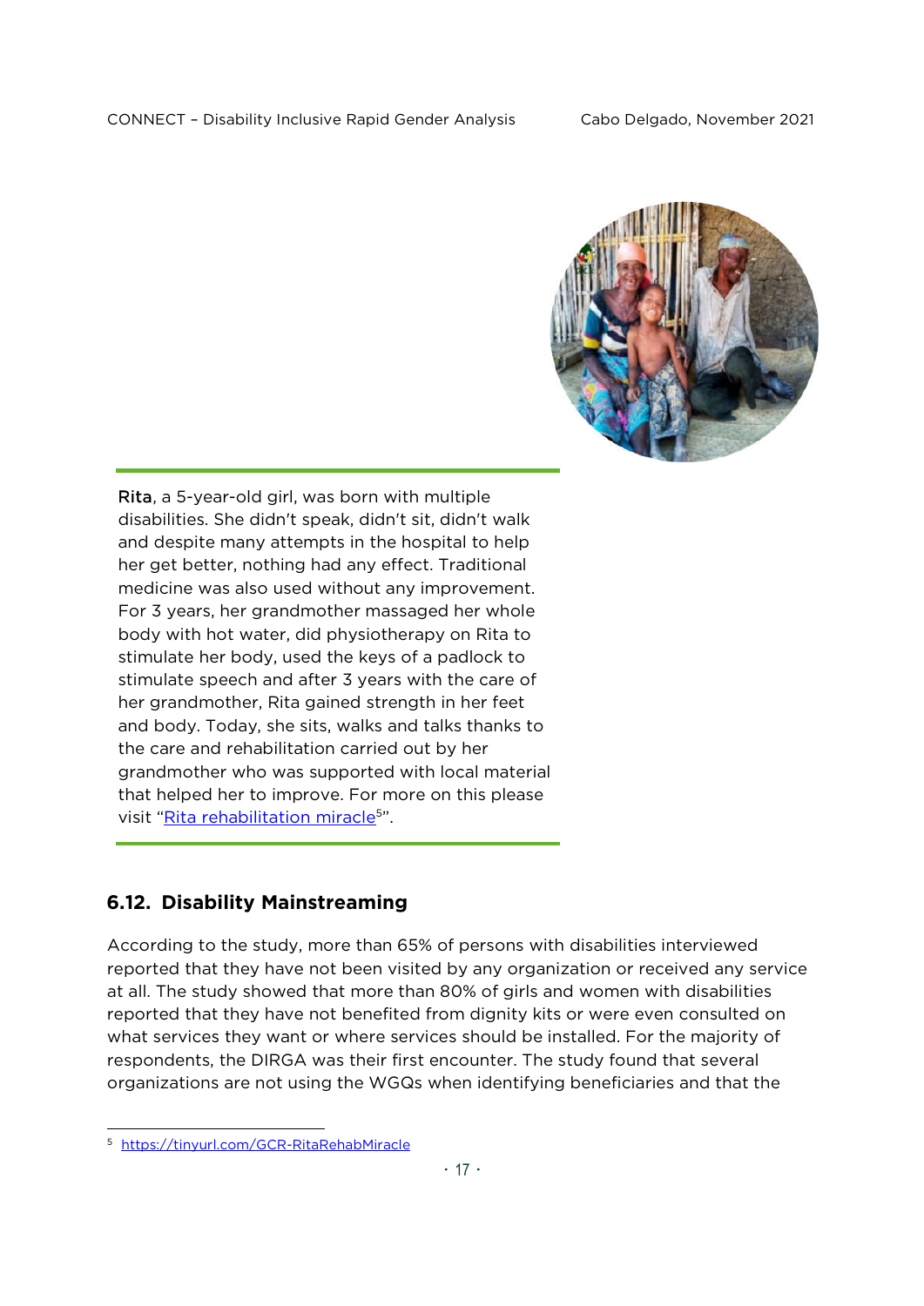**Rita**, a 5-year-old girl, was born with multiple disabilities. She didn't speak, didn't sit, didn't walk and despite many attempts in the hospital to help her get better, nothing had any effect. Traditional medicine was also used without any improvement. For 3 years, her grandmother massaged her whole body with hot water, did physiotherapy on Rita to stimulate her body, used the keys of a padlock to stimulate speech and after 3 years with the care of her grandmother, Rita gained strength in her feet and body. Today, she sits, walks and talks thanks to the care and rehabilitation carried out by her grandmother who was supported with local material that helped her to improve. For more on this please visit "[Rita rehabilitation miracle](https://tinyurl.com/GCR-RitaRehabMiracle)[5]".

## 6.12. Disability Mainstreaming

According to the study, more than 65% of persons with disabilities interviewed reported that they have not been visited by any organization or received any service at all. The study showed that more than 80% of girls and women with disabilities reported that they have not benefited from dignity kits or were even consulted on what services they want or where services should be installed. For the majority of respondents, the DIRGA was their first encounter. The study found that several organizations are not using the WGQs when identifying beneficiaries and that the

---

[5] https://tinyurl.com/GCR-RitaRehabMiracle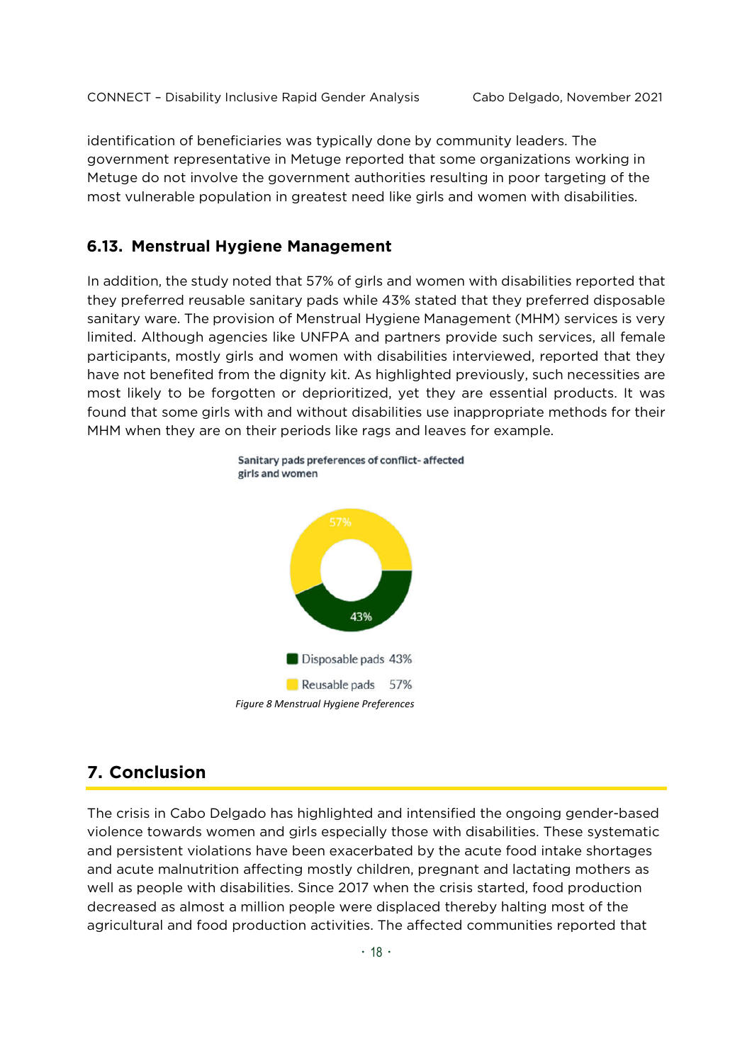identification of beneficiaries was typically done by community leaders. The government representative in Metuge reported that some organizations working in Metuge do not involve the government authorities resulting in poor targeting of the most vulnerable population in greatest need like girls and women with disabilities.

### 6.13. Menstrual Hygiene Management

In addition, the study noted that 57% of girls and women with disabilities reported that they preferred reusable sanitary pads while 43% stated that they preferred disposable sanitary ware. The provision of Menstrual Hygiene Management (MHM) services is very limited. Although agencies like UNFPA and partners provide such services, all female participants, mostly girls and women with disabilities interviewed, reported that they have not benefited from the dignity kit. As highlighted previously, such necessities are most likely to be forgotten or deprioritized, yet they are essential products. It was found that some girls with and without disabilities use inappropriate methods for their MHM when they are on their periods like rags and leaves for example.

**Sanitary pads preferences of conflict- affected girls and women**

| Preference | Percentage |
|---|---|
| Disposable pads | 43% |
| Reusable pads | 57% |

*Figure 8 Menstrual Hygiene Preferences*

## 7. Conclusion

The crisis in Cabo Delgado has highlighted and intensified the ongoing gender-based violence towards women and girls especially those with disabilities. These systematic and persistent violations have been exacerbated by the acute food intake shortages and acute malnutrition affecting mostly children, pregnant and lactating mothers as well as people with disabilities. Since 2017 when the crisis started, food production decreased as almost a million people were displaced thereby halting most of the agricultural and food production activities. The affected communities reported that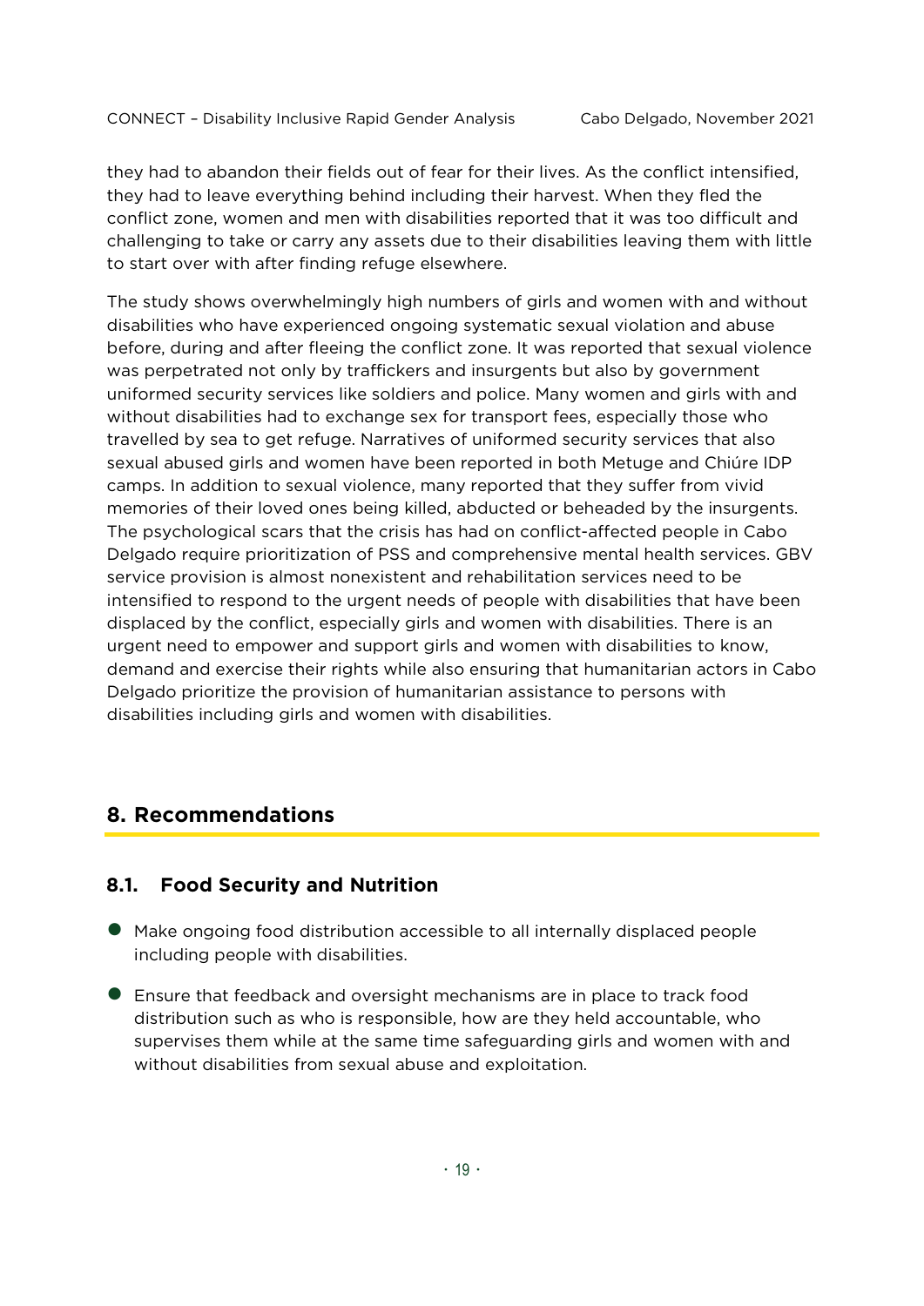they had to abandon their fields out of fear for their lives. As the conflict intensified, they had to leave everything behind including their harvest. When they fled the conflict zone, women and men with disabilities reported that it was too difficult and challenging to take or carry any assets due to their disabilities leaving them with little to start over with after finding refuge elsewhere.

The study shows overwhelmingly high numbers of girls and women with and without disabilities who have experienced ongoing systematic sexual violation and abuse before, during and after fleeing the conflict zone. It was reported that sexual violence was perpetrated not only by traffickers and insurgents but also by government uniformed security services like soldiers and police. Many women and girls with and without disabilities had to exchange sex for transport fees, especially those who travelled by sea to get refuge. Narratives of uniformed security services that also sexual abused girls and women have been reported in both Metuge and Chiúre IDP camps. In addition to sexual violence, many reported that they suffer from vivid memories of their loved ones being killed, abducted or beheaded by the insurgents. The psychological scars that the crisis has had on conflict-affected people in Cabo Delgado require prioritization of PSS and comprehensive mental health services. GBV service provision is almost nonexistent and rehabilitation services need to be intensified to respond to the urgent needs of people with disabilities that have been displaced by the conflict, especially girls and women with disabilities. There is an urgent need to empower and support girls and women with disabilities to know, demand and exercise their rights while also ensuring that humanitarian actors in Cabo Delgado prioritize the provision of humanitarian assistance to persons with disabilities including girls and women with disabilities.

## 8. Recommendations

### 8.1. Food Security and Nutrition

- Make ongoing food distribution accessible to all internally displaced people including people with disabilities.
- Ensure that feedback and oversight mechanisms are in place to track food distribution such as who is responsible, how are they held accountable, who supervises them while at the same time safeguarding girls and women with and without disabilities from sexual abuse and exploitation.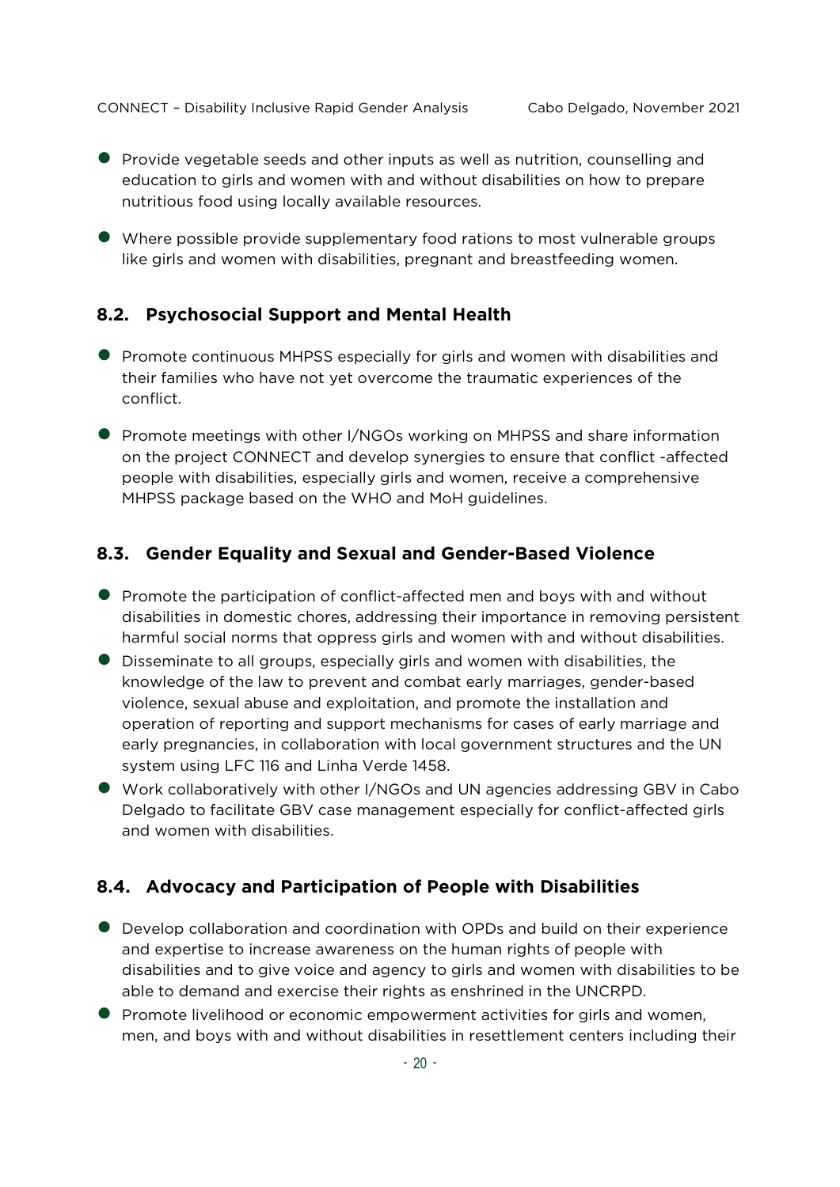- Provide vegetable seeds and other inputs as well as nutrition, counselling and education to girls and women with and without disabilities on how to prepare nutritious food using locally available resources.

- Where possible provide supplementary food rations to most vulnerable groups like girls and women with disabilities, pregnant and breastfeeding women.

## 8.2. Psychosocial Support and Mental Health

- Promote continuous MHPSS especially for girls and women with disabilities and their families who have not yet overcome the traumatic experiences of the conflict.

- Promote meetings with other I/NGOs working on MHPSS and share information on the project CONNECT and develop synergies to ensure that conflict -affected people with disabilities, especially girls and women, receive a comprehensive MHPSS package based on the WHO and MoH guidelines.

## 8.3. Gender Equality and Sexual and Gender-Based Violence

- Promote the participation of conflict-affected men and boys with and without disabilities in domestic chores, addressing their importance in removing persistent harmful social norms that oppress girls and women with and without disabilities.
- Disseminate to all groups, especially girls and women with disabilities, the knowledge of the law to prevent and combat early marriages, gender-based violence, sexual abuse and exploitation, and promote the installation and operation of reporting and support mechanisms for cases of early marriage and early pregnancies, in collaboration with local government structures and the UN system using LFC 116 and Linha Verde 1458.
- Work collaboratively with other I/NGOs and UN agencies addressing GBV in Cabo Delgado to facilitate GBV case management especially for conflict-affected girls and women with disabilities.

## 8.4. Advocacy and Participation of People with Disabilities

- Develop collaboration and coordination with OPDs and build on their experience and expertise to increase awareness on the human rights of people with disabilities and to give voice and agency to girls and women with disabilities to be able to demand and exercise their rights as enshrined in the UNCRPD.
- Promote livelihood or economic empowerment activities for girls and women, men, and boys with and without disabilities in resettlement centers including their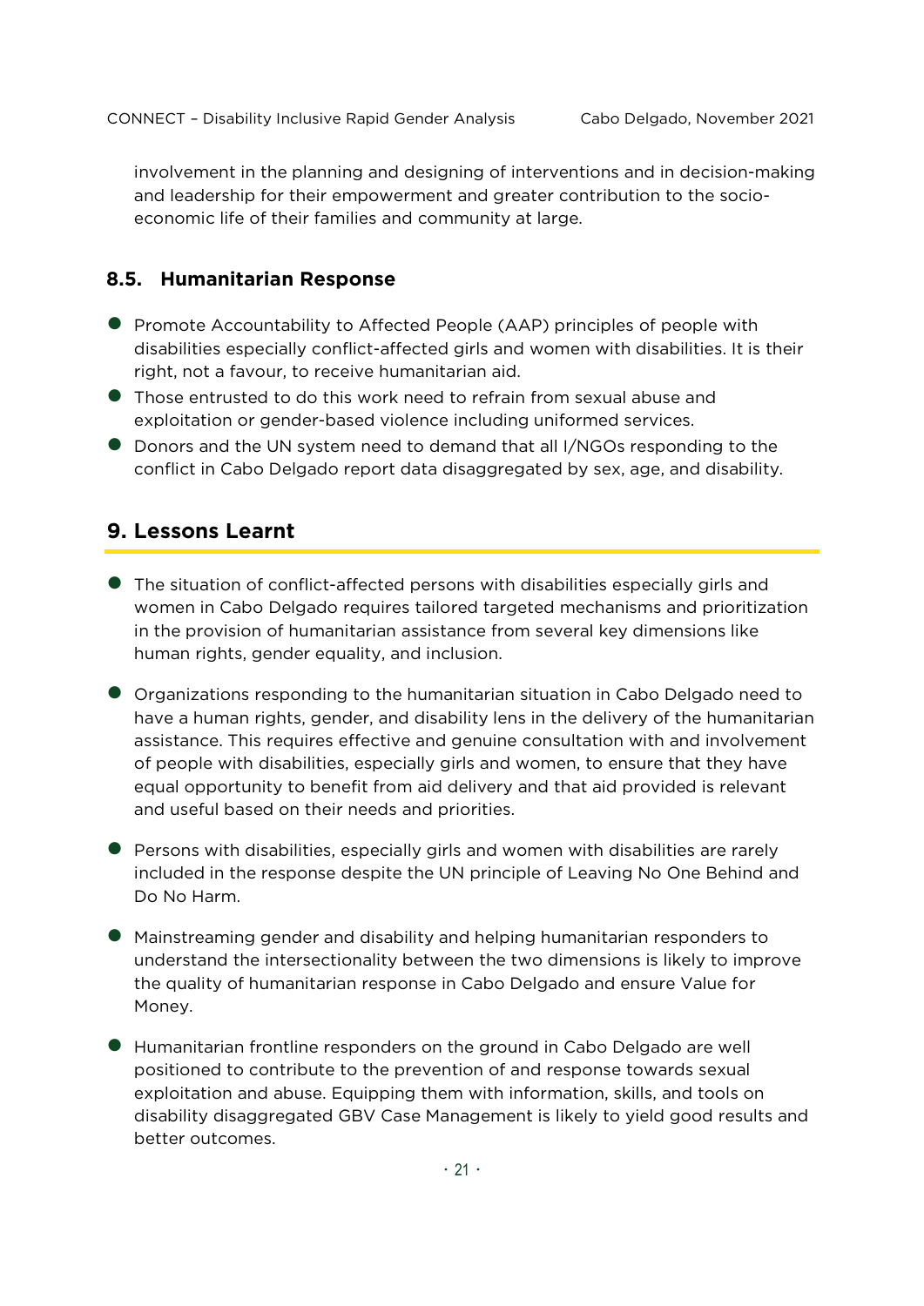involvement in the planning and designing of interventions and in decision-making and leadership for their empowerment and greater contribution to the socio-economic life of their families and community at large.

### 8.5. Humanitarian Response

- Promote Accountability to Affected People (AAP) principles of people with disabilities especially conflict-affected girls and women with disabilities. It is their right, not a favour, to receive humanitarian aid.
- Those entrusted to do this work need to refrain from sexual abuse and exploitation or gender-based violence including uniformed services.
- Donors and the UN system need to demand that all I/NGOs responding to the conflict in Cabo Delgado report data disaggregated by sex, age, and disability.

## 9. Lessons Learnt

- The situation of conflict-affected persons with disabilities especially girls and women in Cabo Delgado requires tailored targeted mechanisms and prioritization in the provision of humanitarian assistance from several key dimensions like human rights, gender equality, and inclusion.

- Organizations responding to the humanitarian situation in Cabo Delgado need to have a human rights, gender, and disability lens in the delivery of the humanitarian assistance. This requires effective and genuine consultation with and involvement of people with disabilities, especially girls and women, to ensure that they have equal opportunity to benefit from aid delivery and that aid provided is relevant and useful based on their needs and priorities.

- Persons with disabilities, especially girls and women with disabilities are rarely included in the response despite the UN principle of Leaving No One Behind and Do No Harm.

- Mainstreaming gender and disability and helping humanitarian responders to understand the intersectionality between the two dimensions is likely to improve the quality of humanitarian response in Cabo Delgado and ensure Value for Money.

- Humanitarian frontline responders on the ground in Cabo Delgado are well positioned to contribute to the prevention of and response towards sexual exploitation and abuse. Equipping them with information, skills, and tools on disability disaggregated GBV Case Management is likely to yield good results and better outcomes.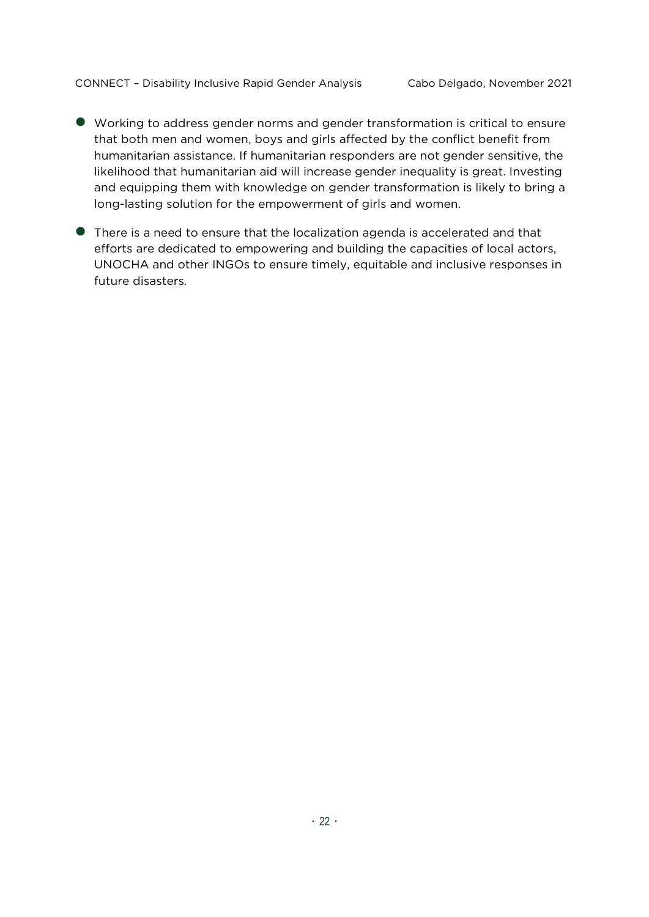- Working to address gender norms and gender transformation is critical to ensure that both men and women, boys and girls affected by the conflict benefit from humanitarian assistance. If humanitarian responders are not gender sensitive, the likelihood that humanitarian aid will increase gender inequality is great. Investing and equipping them with knowledge on gender transformation is likely to bring a long-lasting solution for the empowerment of girls and women.

- There is a need to ensure that the localization agenda is accelerated and that efforts are dedicated to empowering and building the capacities of local actors, UNOCHA and other INGOs to ensure timely, equitable and inclusive responses in future disasters.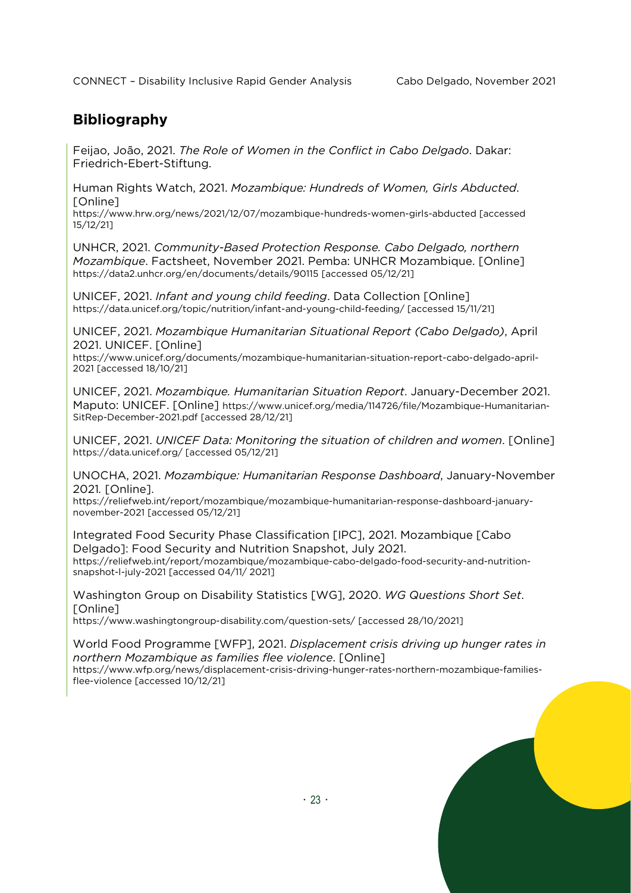## Bibliography

Feijao, João, 2021. *The Role of Women in the Conflict in Cabo Delgado*. Dakar: Friedrich-Ebert-Stiftung.

Human Rights Watch, 2021. *Mozambique: Hundreds of Women, Girls Abducted*. [Online]
https://www.hrw.org/news/2021/12/07/mozambique-hundreds-women-girls-abducted [accessed 15/12/21]

UNHCR, 2021. *Community-Based Protection Response. Cabo Delgado, northern Mozambique*. Factsheet, November 2021. Pemba: UNHCR Mozambique. [Online]
https://data2.unhcr.org/en/documents/details/90115 [accessed 05/12/21]

UNICEF, 2021. *Infant and young child feeding*. Data Collection [Online]
https://data.unicef.org/topic/nutrition/infant-and-young-child-feeding/ [accessed 15/11/21]

UNICEF, 2021. *Mozambique Humanitarian Situational Report (Cabo Delgado)*, April 2021. UNICEF. [Online]
https://www.unicef.org/documents/mozambique-humanitarian-situation-report-cabo-delgado-april-2021 [accessed 18/10/21]

UNICEF, 2021. *Mozambique. Humanitarian Situation Report*. January-December 2021. Maputo: UNICEF. [Online] https://www.unicef.org/media/114726/file/Mozambique-Humanitarian-SitRep-December-2021.pdf [accessed 28/12/21]

UNICEF, 2021. *UNICEF Data: Monitoring the situation of children and women*. [Online]
https://data.unicef.org/ [accessed 05/12/21]

UNOCHA, 2021. *Mozambique: Humanitarian Response Dashboard*, January-November 2021. [Online].
https://reliefweb.int/report/mozambique/mozambique-humanitarian-response-dashboard-january-november-2021 [accessed 05/12/21]

Integrated Food Security Phase Classification [IPC], 2021. Mozambique [Cabo Delgado]: Food Security and Nutrition Snapshot, July 2021.
https://reliefweb.int/report/mozambique/mozambique-cabo-delgado-food-security-and-nutrition-snapshot-l-july-2021 [accessed 04/11/ 2021]

Washington Group on Disability Statistics [WG], 2020. *WG Questions Short Set*. [Online]
https://www.washingtongroup-disability.com/question-sets/ [accessed 28/10/2021]

World Food Programme [WFP], 2021. *Displacement crisis driving up hunger rates in northern Mozambique as families flee violence*. [Online]
https://www.wfp.org/news/displacement-crisis-driving-hunger-rates-northern-mozambique-families-flee-violence [accessed 10/12/21]